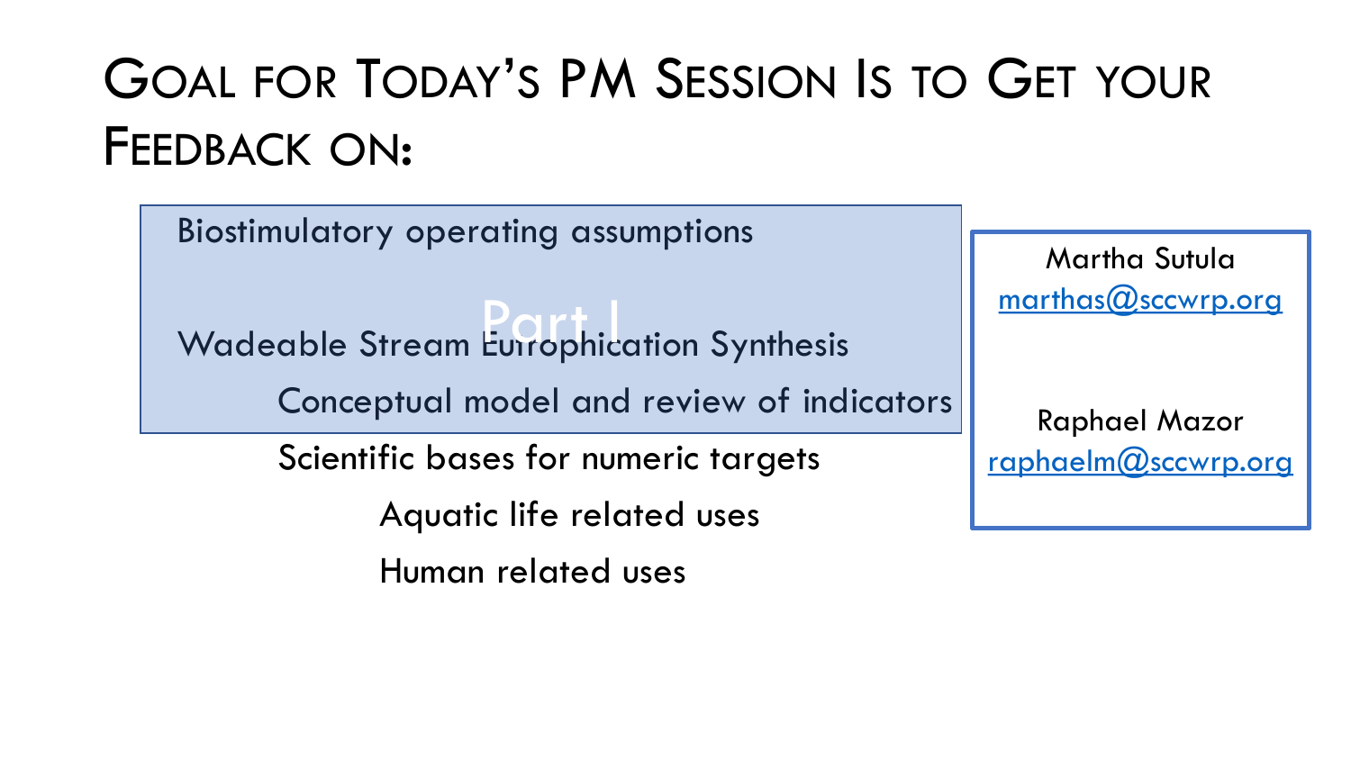# Goal for Today's PM Session Is to Get your Feedback on:

Part I

- Biostimulatory operating assumptions
- Wadeable Stream Eutrophication Synthesis
  - Conceptual model and review of indicators
  - Scientific bases for numeric targets
    - Aquatic life related uses
    - Human related uses

Martha Sutula
marthas@sccwrp.org

Raphael Mazor
raphaelm@sccwrp.org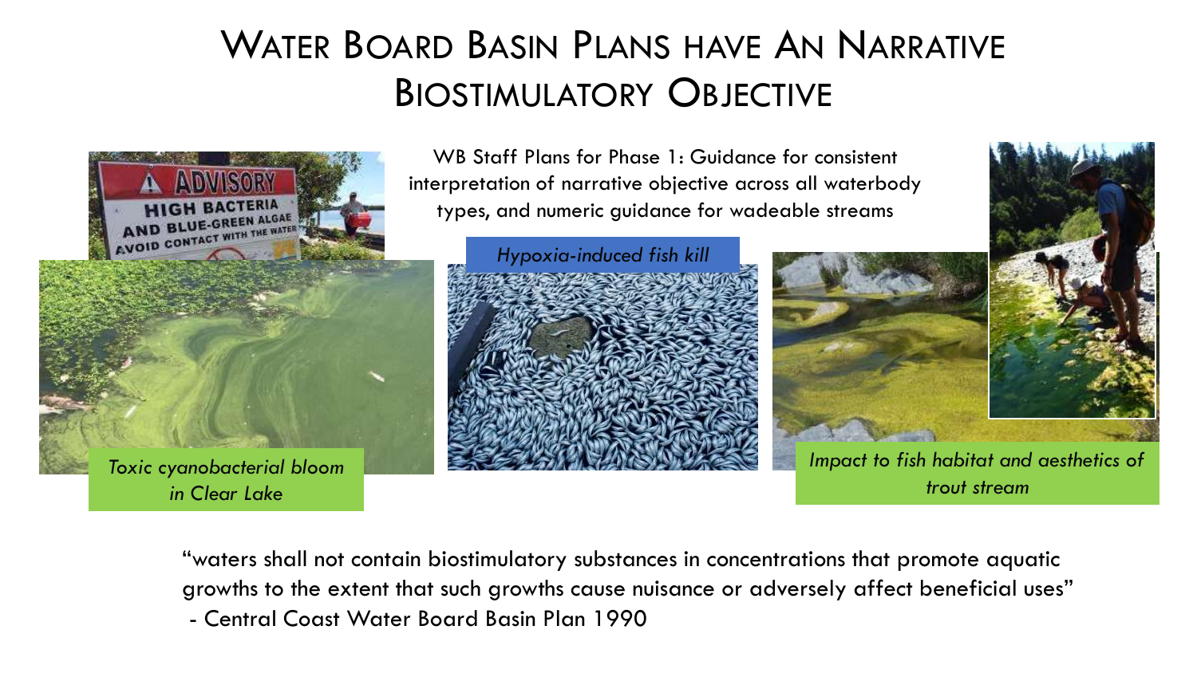# Water Board Basin Plans have An Narrative Biostimulatory Objective

WB Staff Plans for Phase 1: Guidance for consistent interpretation of narrative objective across all waterbody types, and numeric guidance for wadeable streams

*Toxic cyanobacterial bloom in Clear Lake*

*Hypoxia-induced fish kill*

*Impact to fish habitat and aesthetics of trout stream*

"waters shall not contain biostimulatory substances in concentrations that promote aquatic growths to the extent that such growths cause nuisance or adversely affect beneficial uses"
- Central Coast Water Board Basin Plan 1990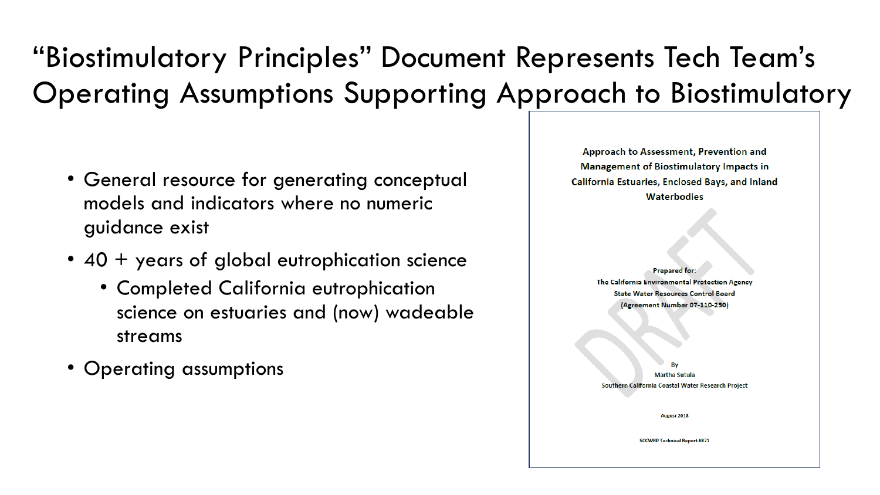# "Biostimulatory Principles" Document Represents Tech Team's Operating Assumptions Supporting Approach to Biostimulatory

- General resource for generating conceptual models and indicators where no numeric guidance exist
- 40 + years of global eutrophication science
  - Completed California eutrophication science on estuaries and (now) wadeable streams
- Operating assumptions

**Approach to Assessment, Prevention and Management of Biostimulatory Impacts in California Estuaries, Enclosed Bays, and Inland Waterbodies**

DRAFT

Prepared for:
The California Environmental Protection Agency
State Water Resources Control Board
(Agreement Number 07-110-250)

By
Martha Sutula
Southern California Coastal Water Research Project

August 2018

SCCWRP Technical Report #871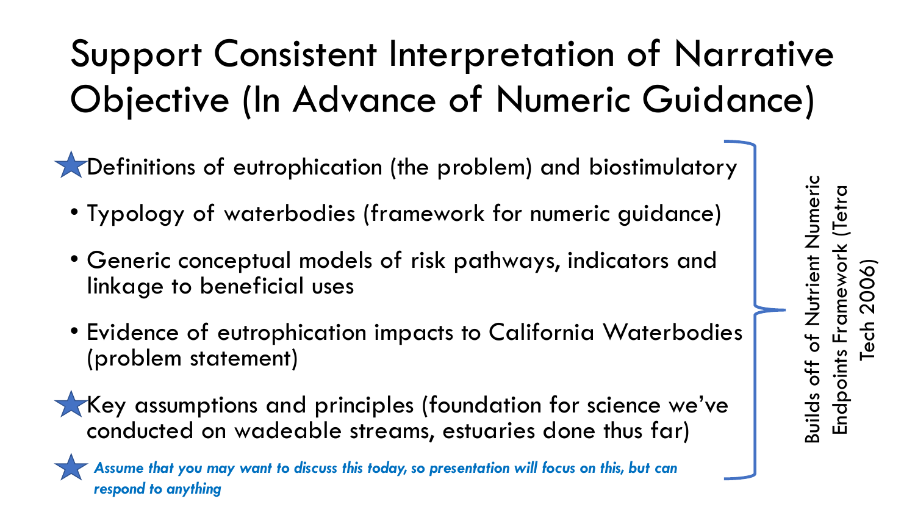# Support Consistent Interpretation of Narrative Objective (In Advance of Numeric Guidance)

- ★ Definitions of eutrophication (the problem) and biostimulatory
- Typology of waterbodies (framework for numeric guidance)
- Generic conceptual models of risk pathways, indicators and linkage to beneficial uses
- Evidence of eutrophication impacts to California Waterbodies (problem statement)
- ★ Key assumptions and principles (foundation for science we've conducted on wadeable streams, estuaries done thus far)

★ ***Assume that you may want to discuss this today, so presentation will focus on this, but can respond to anything***

Builds off of Nutrient Numeric Endpoints Framework (Tetra Tech 2006)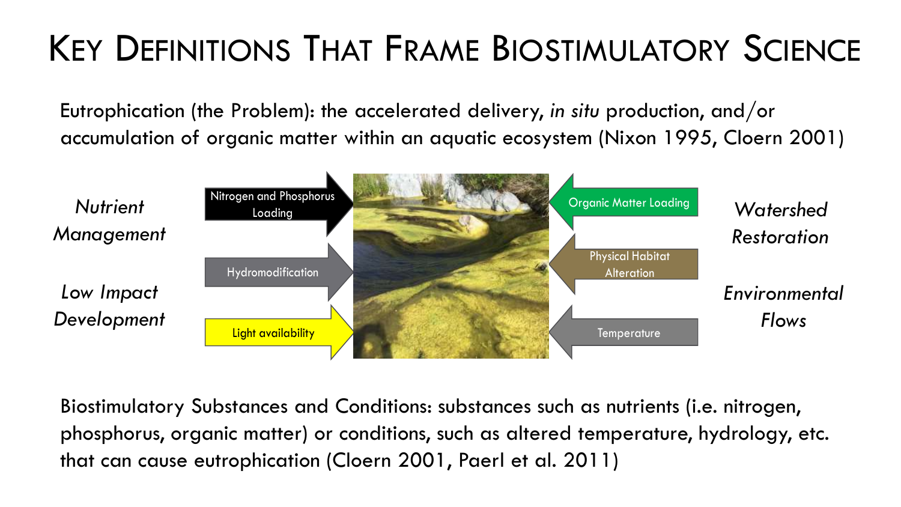# Key Definitions That Frame Biostimulatory Science

Eutrophication (the Problem): the accelerated delivery, *in situ* production, and/or accumulation of organic matter within an aquatic ecosystem (Nixon 1995, Cloern 2001)

*Nutrient Management*

*Low Impact Development*

Nitrogen and Phosphorus Loading

Hydromodification

Light availability

Organic Matter Loading

Physical Habitat Alteration

Temperature

*Watershed Restoration*

*Environmental Flows*

Biostimulatory Substances and Conditions: substances such as nutrients (i.e. nitrogen, phosphorus, organic matter) or conditions, such as altered temperature, hydrology, etc. that can cause eutrophication (Cloern 2001, Paerl et al. 2011)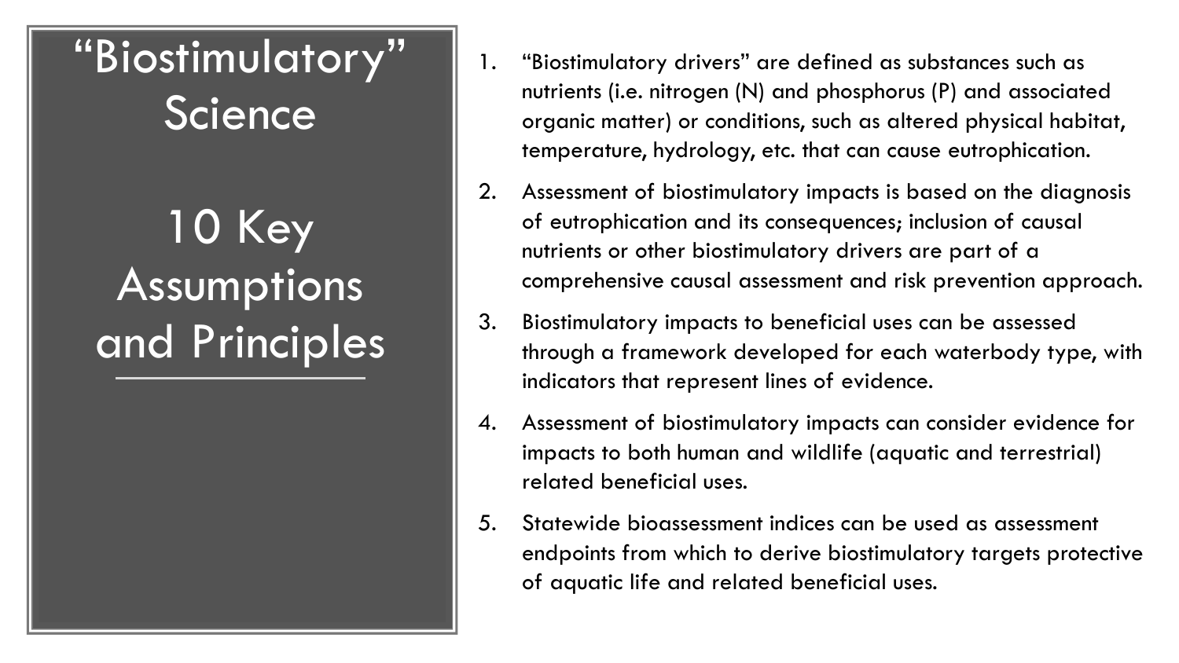# "Biostimulatory" Science

## 10 Key Assumptions and Principles

1. "Biostimulatory drivers" are defined as substances such as nutrients (i.e. nitrogen (N) and phosphorus (P) and associated organic matter) or conditions, such as altered physical habitat, temperature, hydrology, etc. that can cause eutrophication.
2. Assessment of biostimulatory impacts is based on the diagnosis of eutrophication and its consequences; inclusion of causal nutrients or other biostimulatory drivers are part of a comprehensive causal assessment and risk prevention approach.
3. Biostimulatory impacts to beneficial uses can be assessed through a framework developed for each waterbody type, with indicators that represent lines of evidence.
4. Assessment of biostimulatory impacts can consider evidence for impacts to both human and wildlife (aquatic and terrestrial) related beneficial uses.
5. Statewide bioassessment indices can be used as assessment endpoints from which to derive biostimulatory targets protective of aquatic life and related beneficial uses.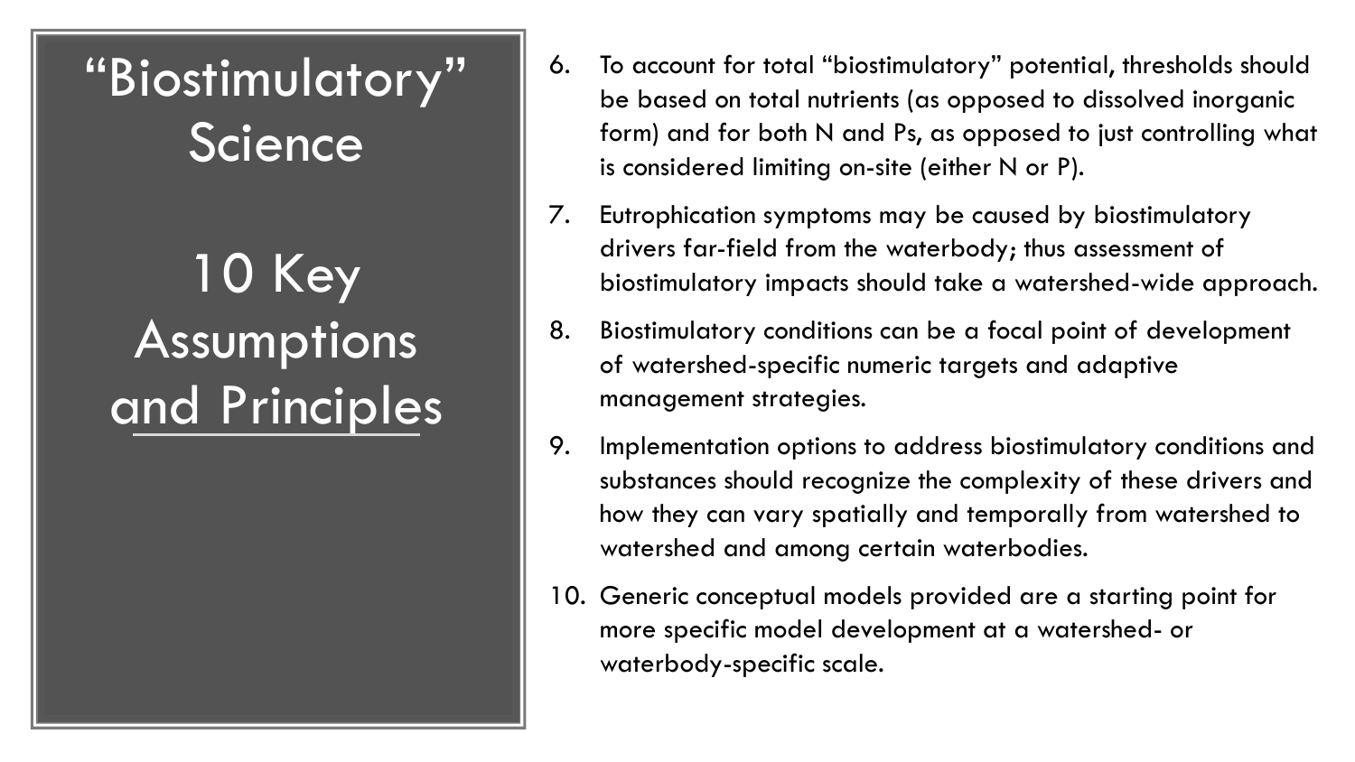# "Biostimulatory" Science

## 10 Key Assumptions and Principles

6. To account for total "biostimulatory" potential, thresholds should be based on total nutrients (as opposed to dissolved inorganic form) and for both N and Ps, as opposed to just controlling what is considered limiting on-site (either N or P).
7. Eutrophication symptoms may be caused by biostimulatory drivers far-field from the waterbody; thus assessment of biostimulatory impacts should take a watershed-wide approach.
8. Biostimulatory conditions can be a focal point of development of watershed-specific numeric targets and adaptive management strategies.
9. Implementation options to address biostimulatory conditions and substances should recognize the complexity of these drivers and how they can vary spatially and temporally from watershed to watershed and among certain waterbodies.
10. Generic conceptual models provided are a starting point for more specific model development at a watershed- or waterbody-specific scale.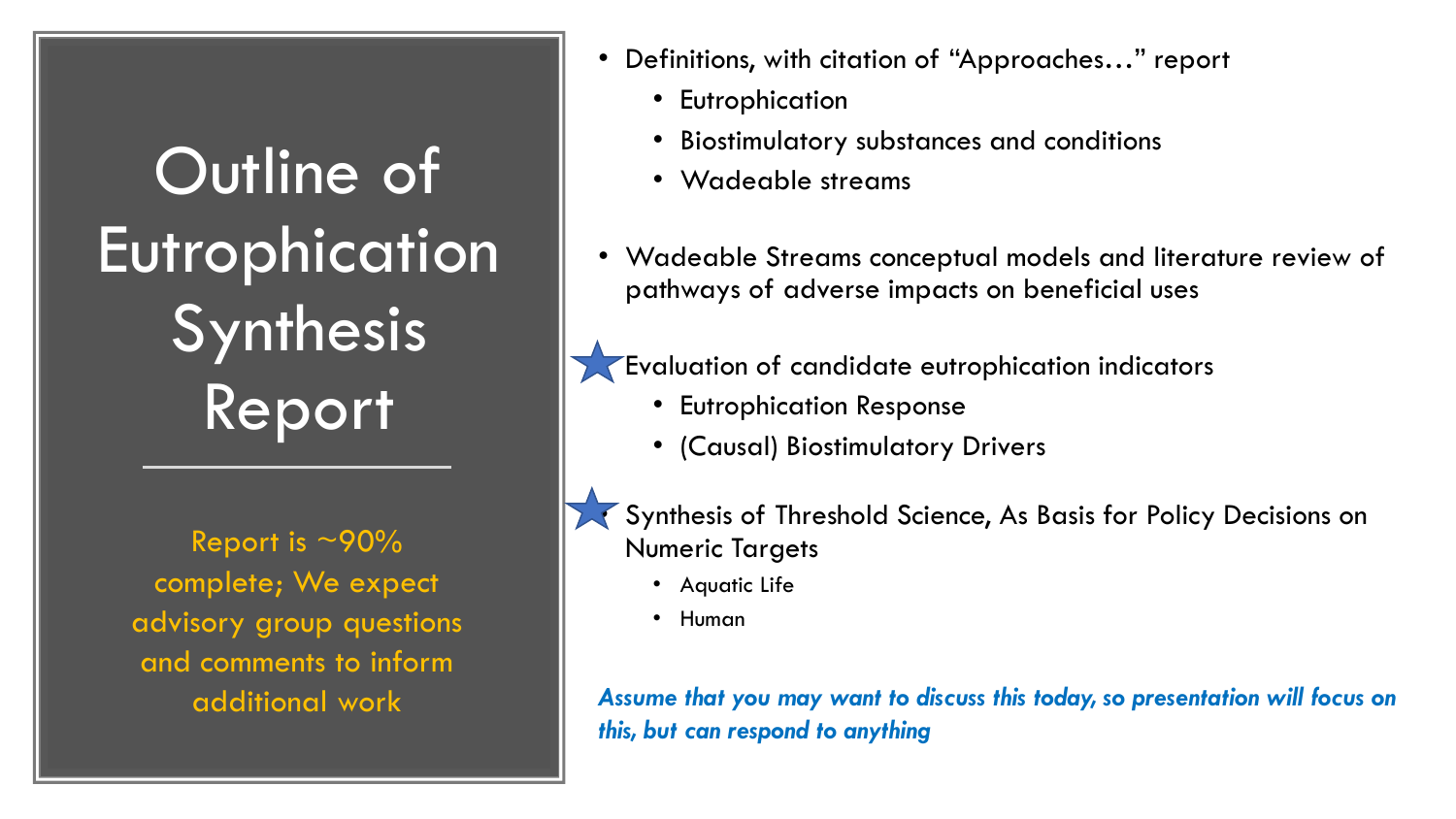# Outline of Eutrophication Synthesis Report

Report is ~90% complete; We expect advisory group questions and comments to inform additional work

- Definitions, with citation of "Approaches…" report
  - Eutrophication
  - Biostimulatory substances and conditions
  - Wadeable streams
- Wadeable Streams conceptual models and literature review of pathways of adverse impacts on beneficial uses
- ★ Evaluation of candidate eutrophication indicators
  - Eutrophication Response
  - (Causal) Biostimulatory Drivers
- ★ Synthesis of Threshold Science, As Basis for Policy Decisions on Numeric Targets
  - Aquatic Life
  - Human

***Assume that you may want to discuss this today, so presentation will focus on this, but can respond to anything***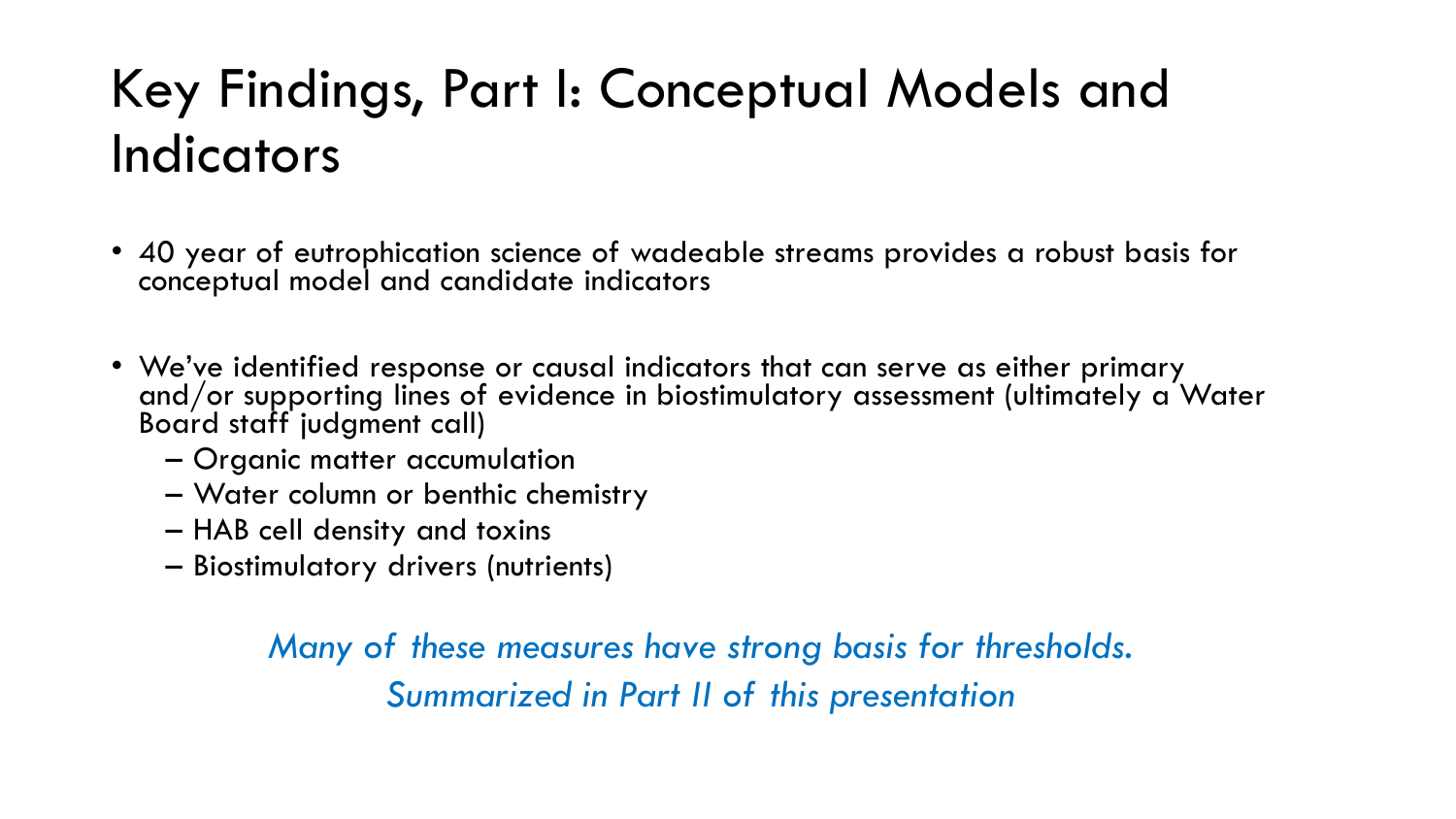# Key Findings, Part I: Conceptual Models and Indicators

- 40 year of eutrophication science of wadeable streams provides a robust basis for conceptual model and candidate indicators

- We've identified response or causal indicators that can serve as either primary and/or supporting lines of evidence in biostimulatory assessment (ultimately a Water Board staff judgment call)
  - Organic matter accumulation
  - Water column or benthic chemistry
  - HAB cell density and toxins
  - Biostimulatory drivers (nutrients)

*Many of these measures have strong basis for thresholds.*
*Summarized in Part II of this presentation*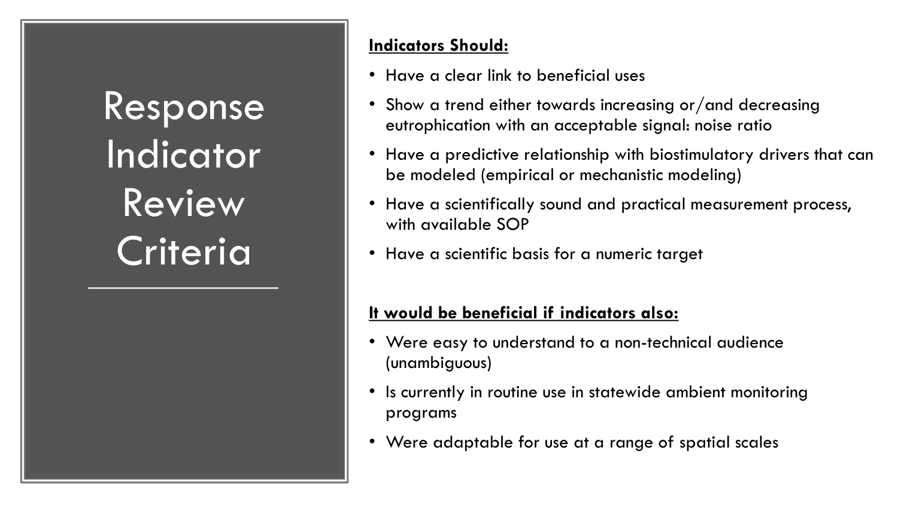# Response Indicator Review Criteria

**Indicators Should:**

- Have a clear link to beneficial uses
- Show a trend either towards increasing or/and decreasing eutrophication with an acceptable signal: noise ratio
- Have a predictive relationship with biostimulatory drivers that can be modeled (empirical or mechanistic modeling)
- Have a scientifically sound and practical measurement process, with available SOP
- Have a scientific basis for a numeric target

**It would be beneficial if indicators also:**

- Were easy to understand to a non-technical audience (unambiguous)
- Is currently in routine use in statewide ambient monitoring programs
- Were adaptable for use at a range of spatial scales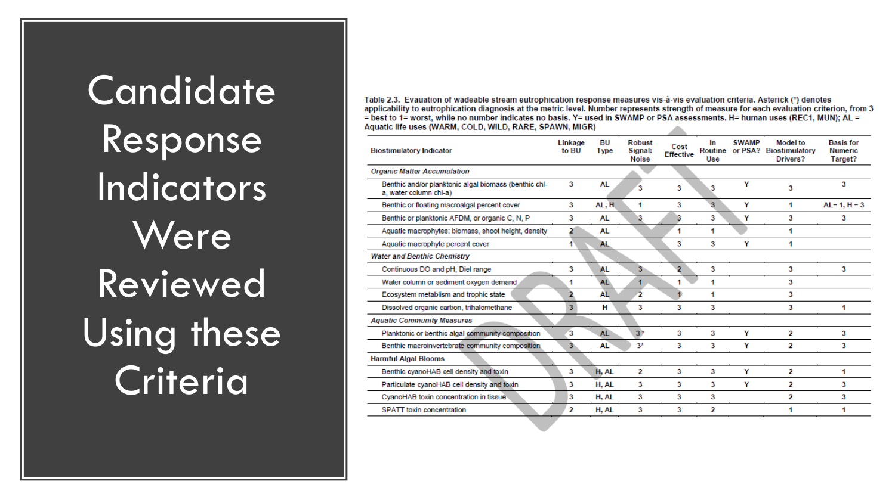# Candidate Response Indicators Were Reviewed Using these Criteria

Table 2.3. Evauation of wadeable stream eutrophication response measures vis-à-vis evaluation criteria. Asterick (*) denotes applicability to eutrophication diagnosis at the metric level. Number represents strength of measure for each evaluation criterion, from 3 = best to 1= worst, while no number indicates no basis. Y= used in SWAMP or PSA assessments. H= human uses (REC1, MUN); AL = Aquatic life uses (WARM, COLD, WILD, RARE, SPAWN, MIGR)

| Biostimulatory Indicator | Linkage to BU | BU Type | Robust Signal: Noise | Cost Effective | In Routine Use | SWAMP or PSA? | Model to Biostimulatory Drivers? | Basis for Numeric Target? |
|---|---|---|---|---|---|---|---|---|
| *Organic Matter Accumulation* | | | | | | | | |
| Benthic and/or planktonic algal biomass (benthic chl-a, water column chl-a) | 3 | AL | 3 | 3 | 3 | Y | 3 | 3 |
| Benthic or floating macroalgal percent cover | 3 | AL, H | 1 | 3 | 3 | Y | 1 | AL= 1, H = 3 |
| Benthic or planktonic AFDM, or organic C, N, P | 3 | AL | 3 | 3 | 3 | Y | 3 | 3 |
| Aquatic macrophytes: biomass, shoot height, density | 2 | AL | | 1 | 1 | | 1 | |
| Aquatic macrophyte percent cover | 1 | AL | | 3 | 3 | Y | 1 | |
| *Water and Benthic Chemistry* | | | | | | | | |
| Continuous DO and pH; Diel range | 3 | AL | 3 | 2 | 3 | | 3 | 3 |
| Water column or sediment oxygen demand | 1 | AL | 1 | 1 | 1 | | 3 | |
| Ecosystem metabolism and trophic state | 2 | AL | 2 | 1 | 1 | | 3 | |
| Dissolved organic carbon, trihalomethane | 3 | H | 3 | 3 | 3 | | 3 | 1 |
| *Aquatic Community Measures* | | | | | | | | |
| Planktonic or benthic algal community composition | 3 | AL | 3* | 3 | 3 | Y | 2 | 3 |
| Benthic macroinvertebrate community composition | 3 | AL | 3* | 3 | 3 | Y | 2 | 3 |
| **Harmful Algal Blooms** | | | | | | | | |
| Benthic cyanoHAB cell density and toxin | 3 | H, AL | 2 | 3 | 3 | Y | 2 | 1 |
| Particulate cyanoHAB cell density and toxin | 3 | H, AL | 3 | 3 | 3 | Y | 2 | 3 |
| CyanoHAB toxin concentration in tissue | 3 | H, AL | 3 | 3 | 3 | | 2 | 3 |
| SPATT toxin concentration | 2 | H, AL | 3 | 3 | 2 | | 1 | 1 |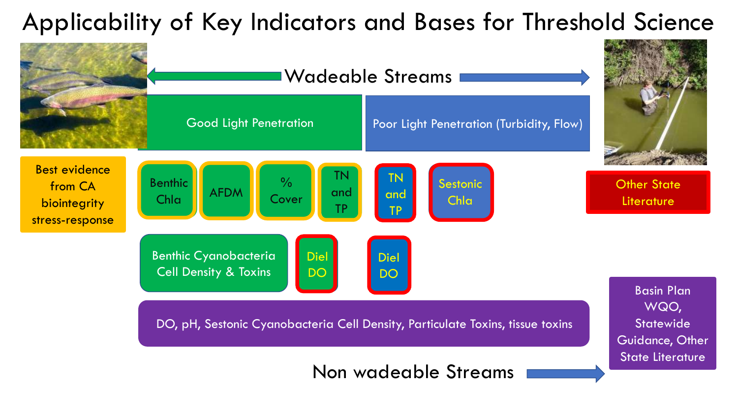# Applicability of Key Indicators and Bases for Threshold Science

Wadeable Streams

Good Light Penetration

Poor Light Penetration (Turbidity, Flow)

Best evidence from CA biointegrity stress-response

Benthic Chla

AFDM

% Cover

TN and TP

TN and TP

Sestonic Chla

Other State Literature

Benthic Cyanobacteria Cell Density & Toxins

Diel DO

Diel DO

DO, pH, Sestonic Cyanobacteria Cell Density, Particulate Toxins, tissue toxins

Basin Plan WQO, Statewide Guidance, Other State Literature

Non wadeable Streams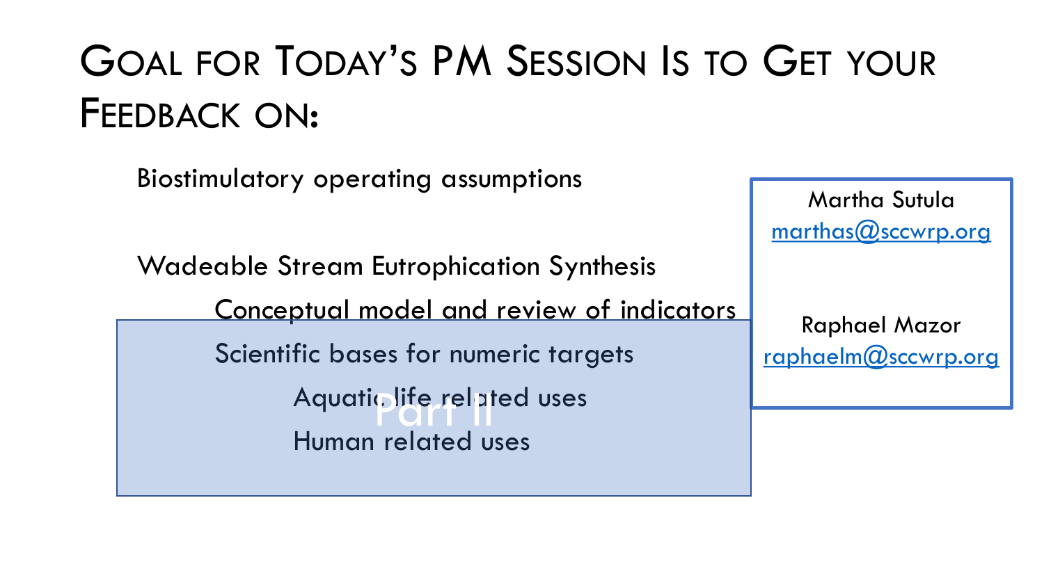# Goal for Today's PM Session Is to Get your Feedback on:

- Biostimulatory operating assumptions
- Wadeable Stream Eutrophication Synthesis
  - Conceptual model and review of indicators
  - Scientific bases for numeric targets
    - Aquatic life related uses
    - Human related uses

Part II

Martha Sutula
marthas@sccwrp.org

Raphael Mazor
raphaelm@sccwrp.org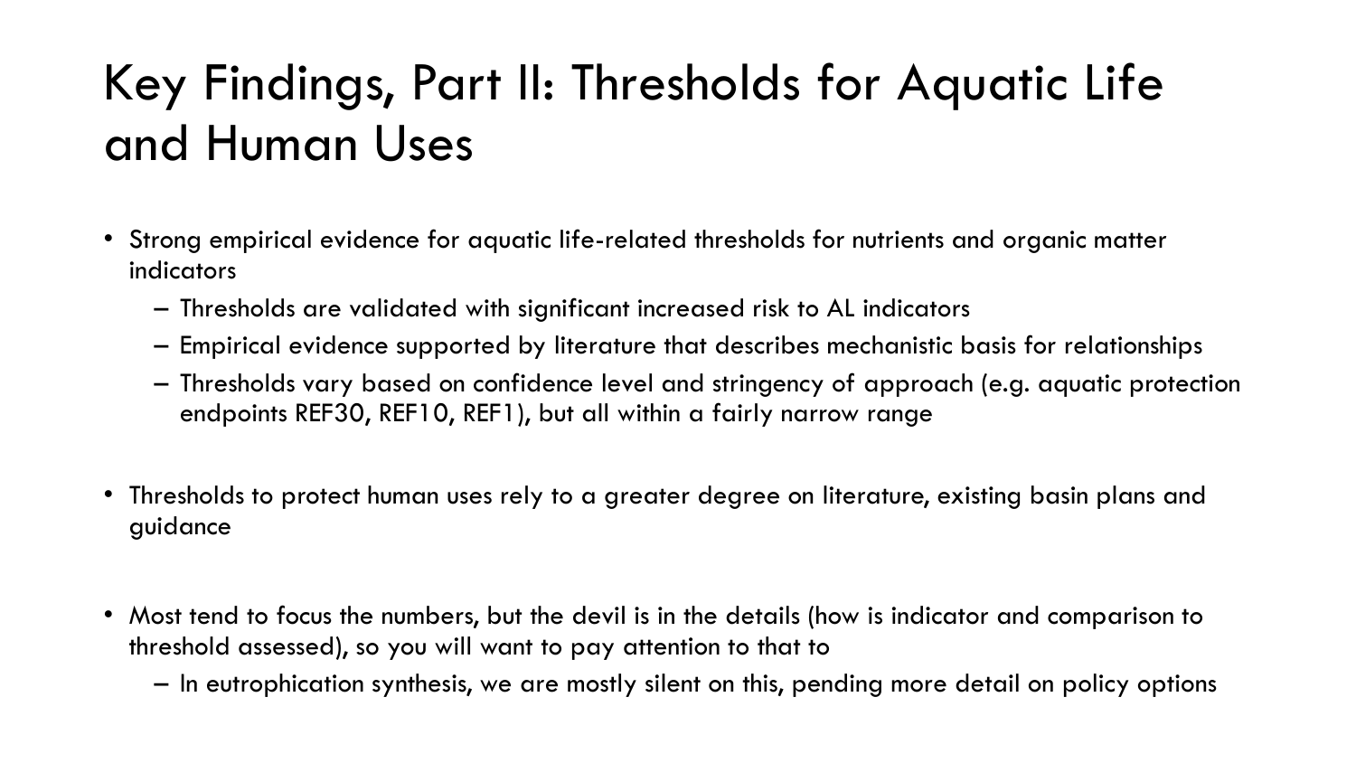# Key Findings, Part II: Thresholds for Aquatic Life and Human Uses

- Strong empirical evidence for aquatic life-related thresholds for nutrients and organic matter indicators
  - Thresholds are validated with significant increased risk to AL indicators
  - Empirical evidence supported by literature that describes mechanistic basis for relationships
  - Thresholds vary based on confidence level and stringency of approach (e.g. aquatic protection endpoints REF30, REF10, REF1), but all within a fairly narrow range

- Thresholds to protect human uses rely to a greater degree on literature, existing basin plans and guidance

- Most tend to focus the numbers, but the devil is in the details (how is indicator and comparison to threshold assessed), so you will want to pay attention to that to
  - In eutrophication synthesis, we are mostly silent on this, pending more detail on policy options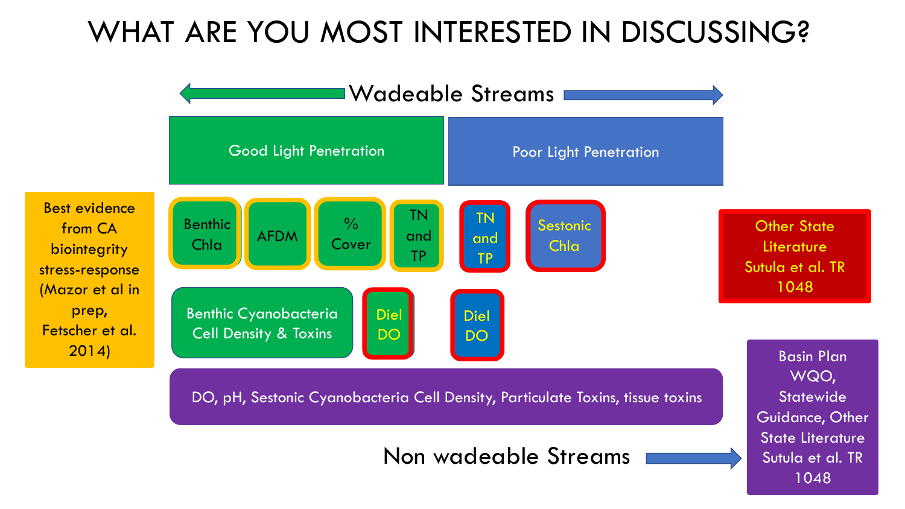# WHAT ARE YOU MOST INTERESTED IN DISCUSSING?

Wadeable Streams

Good Light Penetration

Poor Light Penetration

Best evidence from CA biointegrity stress-response (Mazor et al in prep, Fetscher et al. 2014)

Benthic Chla

AFDM

% Cover

TN and TP

TN and TP

Sestonic Chla

Other State Literature Sutula et al. TR 1048

Benthic Cyanobacteria Cell Density & Toxins

Diel DO

Diel DO

DO, pH, Sestonic Cyanobacteria Cell Density, Particulate Toxins, tissue toxins

Basin Plan WQO, Statewide Guidance, Other State Literature Sutula et al. TR 1048

Non wadeable Streams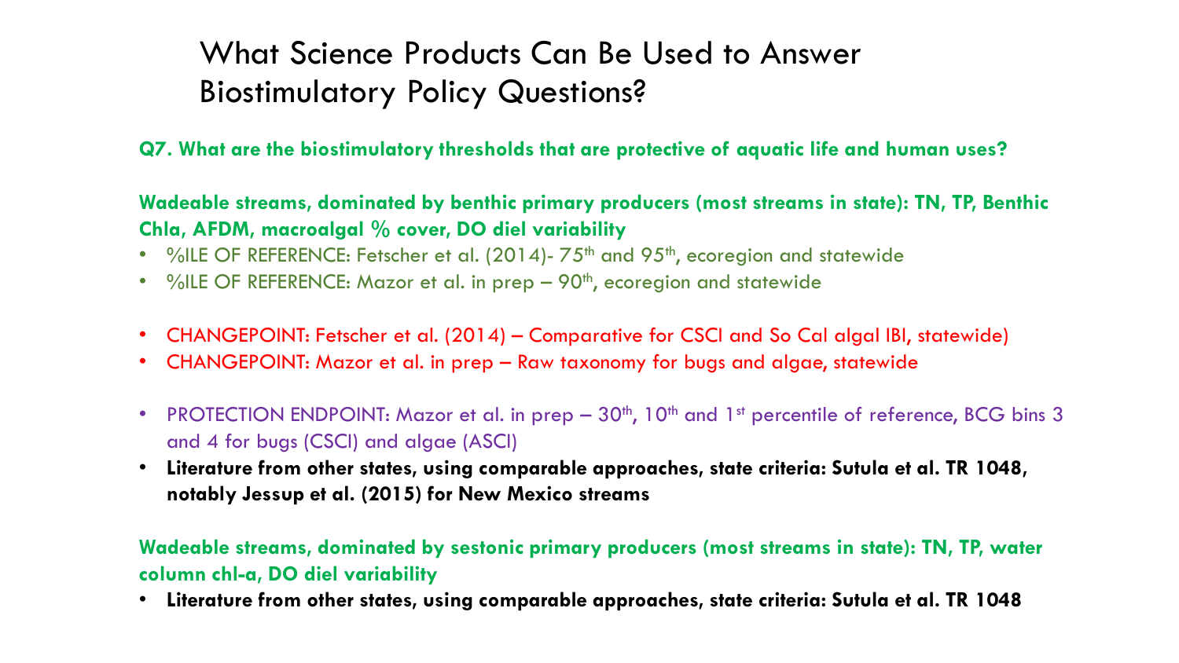# What Science Products Can Be Used to Answer Biostimulatory Policy Questions?

**Q7. What are the biostimulatory thresholds that are protective of aquatic life and human uses?**

**Wadeable streams, dominated by benthic primary producers (most streams in state): TN, TP, Benthic Chla, AFDM, macroalgal % cover, DO diel variability**

- %ILE OF REFERENCE: Fetscher et al. (2014)- 75th and 95th, ecoregion and statewide
- %ILE OF REFERENCE: Mazor et al. in prep – 90th, ecoregion and statewide

- CHANGEPOINT: Fetscher et al. (2014) – Comparative for CSCI and So Cal algal IBI, statewide)
- CHANGEPOINT: Mazor et al. in prep – Raw taxonomy for bugs and algae, statewide

- PROTECTION ENDPOINT: Mazor et al. in prep – 30th, 10th and 1st percentile of reference, BCG bins 3 and 4 for bugs (CSCI) and algae (ASCI)
- **Literature from other states, using comparable approaches, state criteria: Sutula et al. TR 1048, notably Jessup et al. (2015) for New Mexico streams**

**Wadeable streams, dominated by sestonic primary producers (most streams in state): TN, TP, water column chl-a, DO diel variability**

- **Literature from other states, using comparable approaches, state criteria: Sutula et al. TR 1048**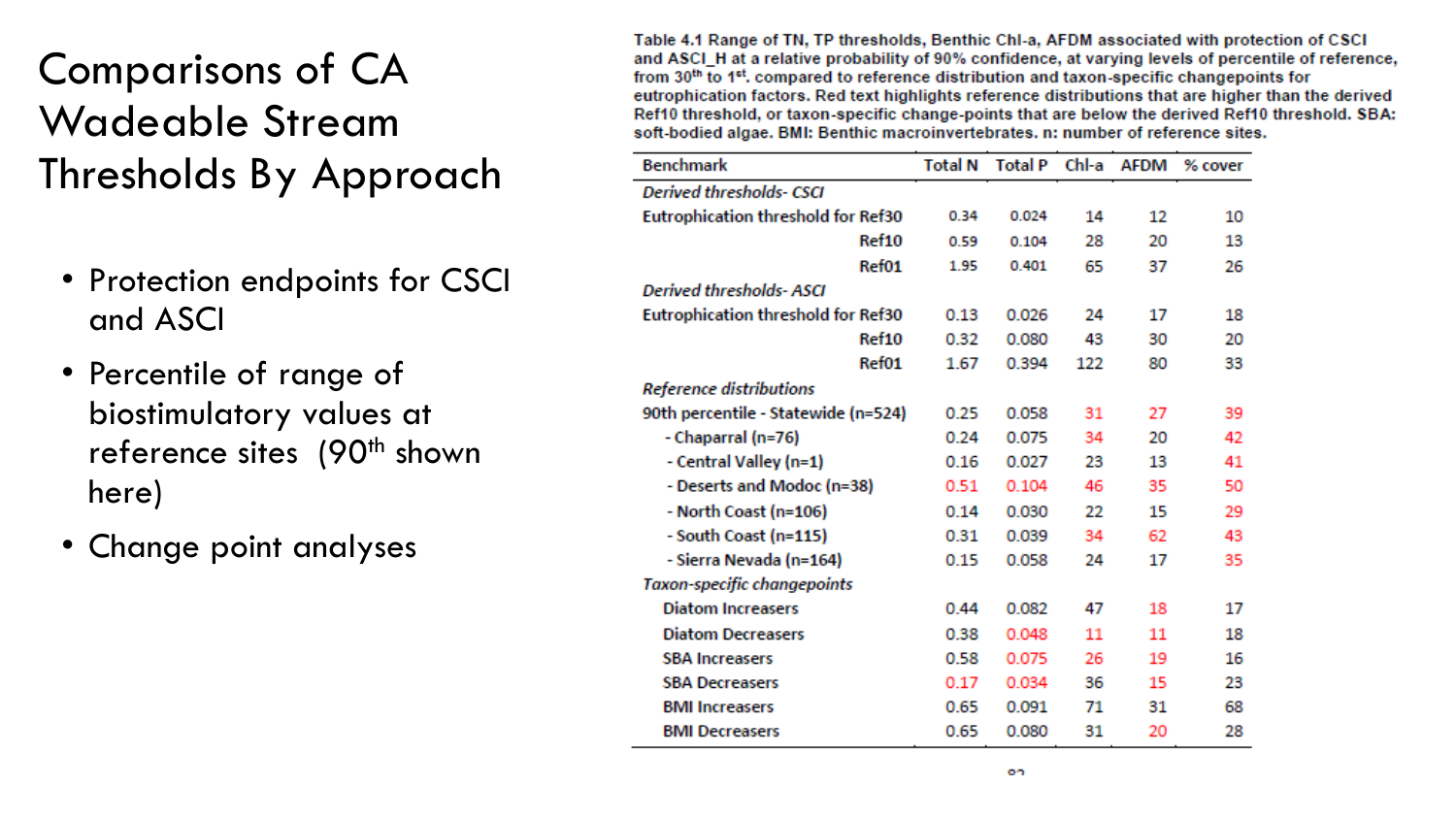# Comparisons of CA Wadeable Stream Thresholds By Approach

- Protection endpoints for CSCI and ASCI
- Percentile of range of biostimulatory values at reference sites (90th shown here)
- Change point analyses

Table 4.1 Range of TN, TP thresholds, Benthic Chl-a, AFDM associated with protection of CSCI and ASCI_H at a relative probability of 90% confidence, at varying levels of percentile of reference, from 30th to 1st, compared to reference distribution and taxon-specific changepoints for eutrophication factors. Red text highlights reference distributions that are higher than the derived Ref10 threshold, or taxon-specific change-points that are below the derived Ref10 threshold. SBA: soft-bodied algae. BMI: Benthic macroinvertebrates. n: number of reference sites.

| Benchmark | Total N | Total P | Chl-a | AFDM | % cover |
|---|---|---|---|---|---|
| *Derived thresholds- CSCI* | | | | | |
| Eutrophication threshold for Ref30 | 0.34 | 0.024 | 14 | 12 | 10 |
| Ref10 | 0.59 | 0.104 | 28 | 20 | 13 |
| Ref01 | 1.95 | 0.401 | 65 | 37 | 26 |
| *Derived thresholds- ASCI* | | | | | |
| Eutrophication threshold for Ref30 | 0.13 | 0.026 | 24 | 17 | 18 |
| Ref10 | 0.32 | 0.080 | 43 | 30 | 20 |
| Ref01 | 1.67 | 0.394 | 122 | 80 | 33 |
| *Reference distributions* | | | | | |
| 90th percentile - Statewide (n=524) | 0.25 | 0.058 | 31 | 27 | 39 |
| - Chaparral (n=76) | 0.24 | 0.075 | 34 | 20 | 42 |
| - Central Valley (n=1) | 0.16 | 0.027 | 23 | 13 | 41 |
| - Deserts and Modoc (n=38) | 0.51 | 0.104 | 46 | 35 | 50 |
| - North Coast (n=106) | 0.14 | 0.030 | 22 | 15 | 29 |
| - South Coast (n=115) | 0.31 | 0.039 | 34 | 62 | 43 |
| - Sierra Nevada (n=164) | 0.15 | 0.058 | 24 | 17 | 35 |
| *Taxon-specific changepoints* | | | | | |
| Diatom Increasers | 0.44 | 0.082 | 47 | 18 | 17 |
| Diatom Decreasers | 0.38 | 0.048 | 11 | 11 | 18 |
| SBA Increasers | 0.58 | 0.075 | 26 | 19 | 16 |
| SBA Decreasers | 0.17 | 0.034 | 36 | 15 | 23 |
| BMI Increasers | 0.65 | 0.091 | 71 | 31 | 68 |
| BMI Decreasers | 0.65 | 0.080 | 31 | 20 | 28 |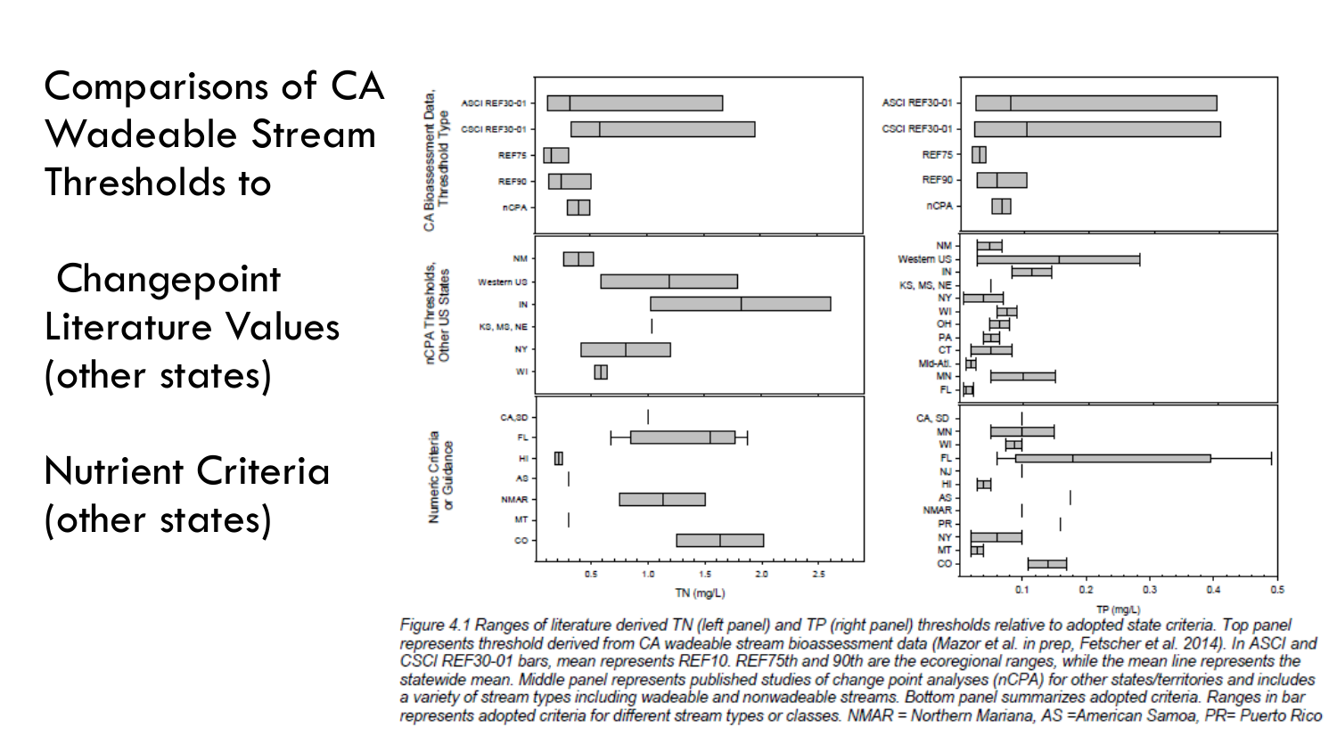# Comparisons of CA Wadeable Stream Thresholds to

Changepoint Literature Values (other states)

Nutrient Criteria (other states)

*Figure 4.1 Ranges of literature derived TN (left panel) and TP (right panel) thresholds relative to adopted state criteria. Top panel represents threshold derived from CA wadeable stream bioassessment data (Mazor et al. in prep, Fetscher et al. 2014). In ASCI and CSCI REF30-01 bars, mean represents REF10. REF75th and 90th are the ecoregional ranges, while the mean line represents the statewide mean. Middle panel represents published studies of change point analyses (nCPA) for other states/territories and includes a variety of stream types including wadeable and nonwadeable streams. Bottom panel summarizes adopted criteria. Ranges in bar represents adopted criteria for different stream types or classes. NMAR = Northern Mariana, AS =American Samoa, PR= Puerto Rico*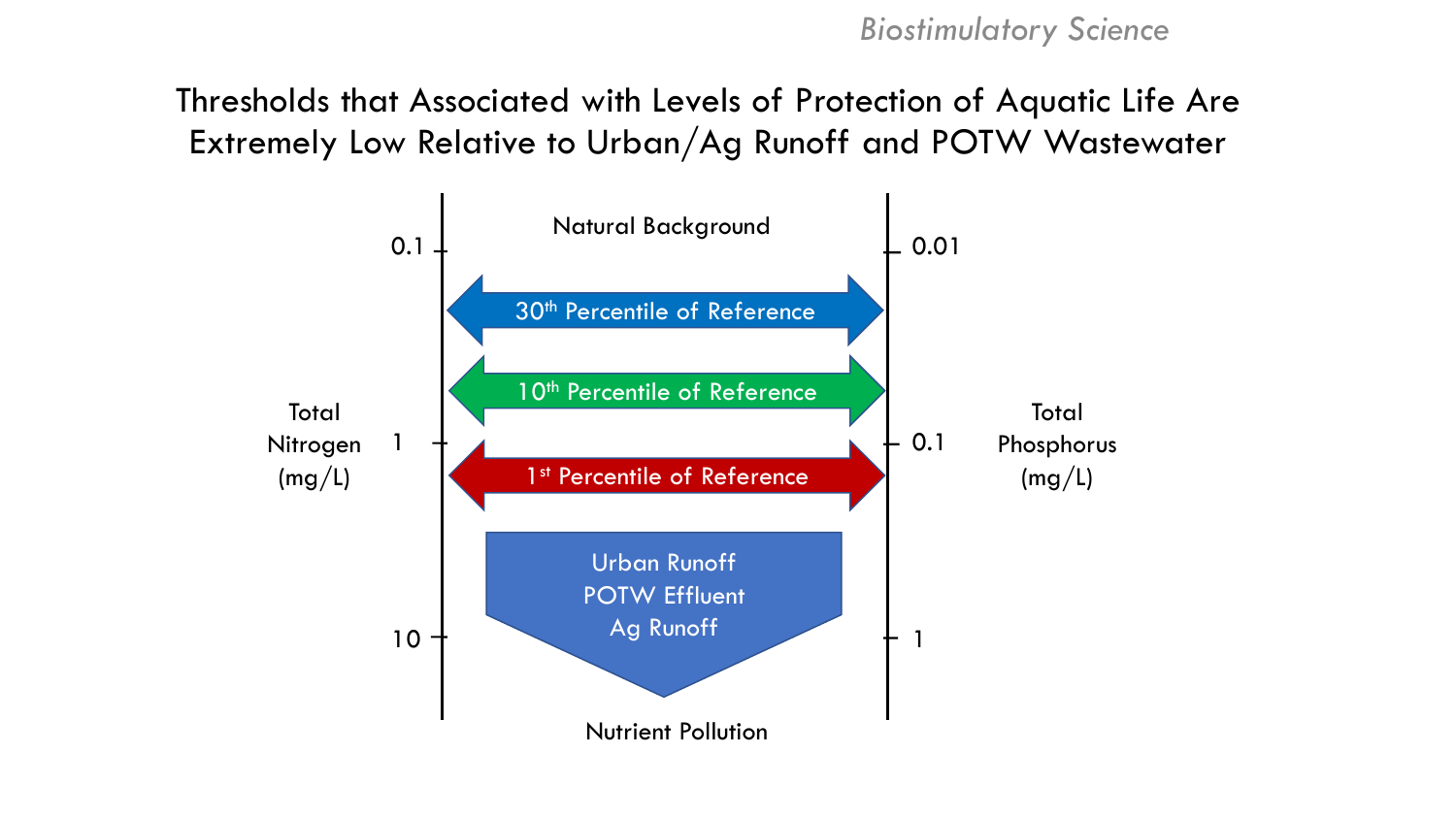*Biostimulatory Science*

# Thresholds that Associated with Levels of Protection of Aquatic Life Are Extremely Low Relative to Urban/Ag Runoff and POTW Wastewater

Natural Background

Total Nitrogen (mg/L): 0.1, 1, 10

Total Phosphorus (mg/L): 0.01, 0.1, 1

30th Percentile of Reference

10th Percentile of Reference

1st Percentile of Reference

Urban Runoff
POTW Effluent
Ag Runoff

Nutrient Pollution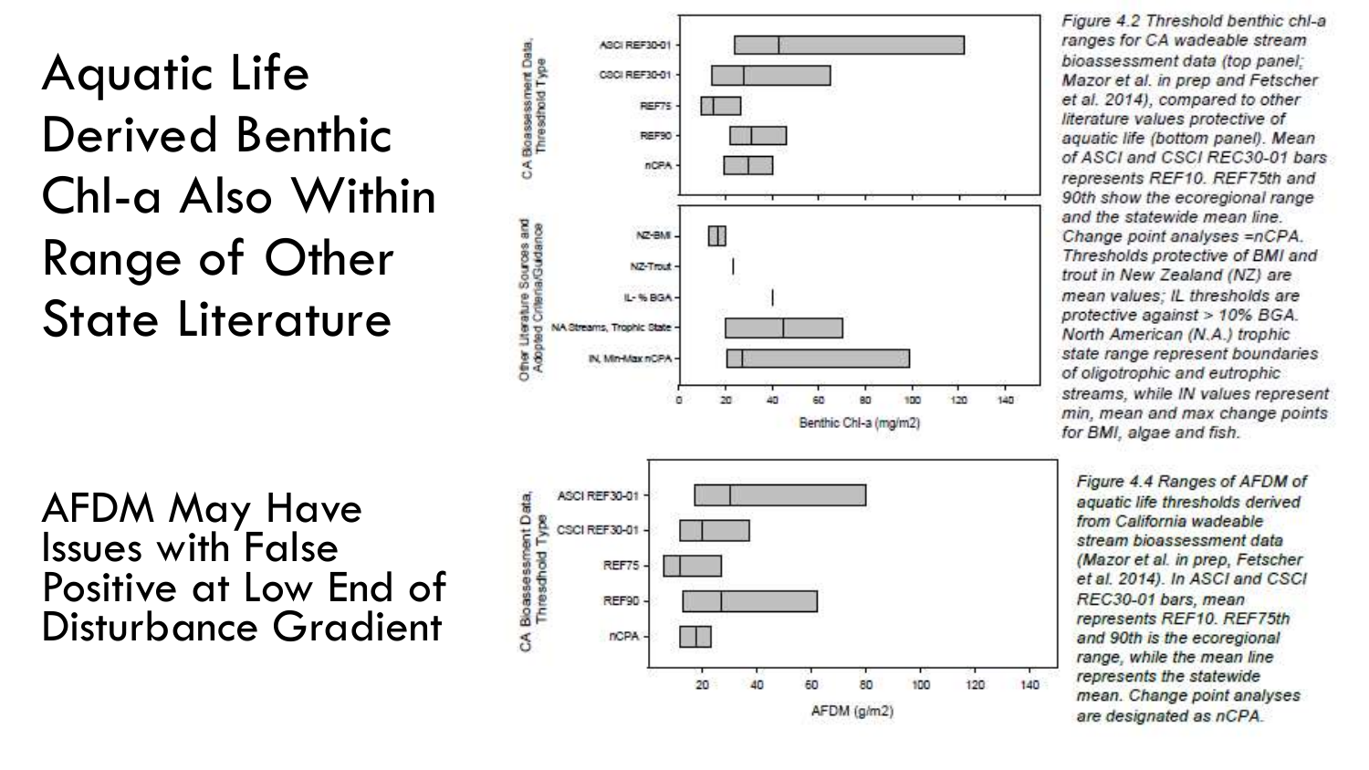# Aquatic Life Derived Benthic Chl-a Also Within Range of Other State Literature

*Figure 4.2 Threshold benthic chl-a ranges for CA wadeable stream bioassessment data (top panel; Mazor et al. in prep and Fetscher et al. 2014), compared to other literature values protective of aquatic life (bottom panel). Mean of ASCI and CSCI REC30-01 bars represents REF10. REF75th and 90th show the ecoregional range and the statewide mean line. Change point analyses =nCPA. Thresholds protective of BMI and trout in New Zealand (NZ) are mean values; IL thresholds are protective against > 10% BGA. North American (N.A.) trophic state range represent boundaries of oligotrophic and eutrophic streams, while IN values represent min, mean and max change points for BMI, algae and fish.*

## AFDM May Have Issues with False Positive at Low End of Disturbance Gradient

*Figure 4.4 Ranges of AFDM of aquatic life thresholds derived from California wadeable stream bioassessment data (Mazor et al. in prep, Fetscher et al. 2014). In ASCI and CSCI REC30-01 bars, mean represents REF10. REF75th and 90th is the ecoregional range, while the mean line represents the statewide mean. Change point analyses are designated as nCPA.*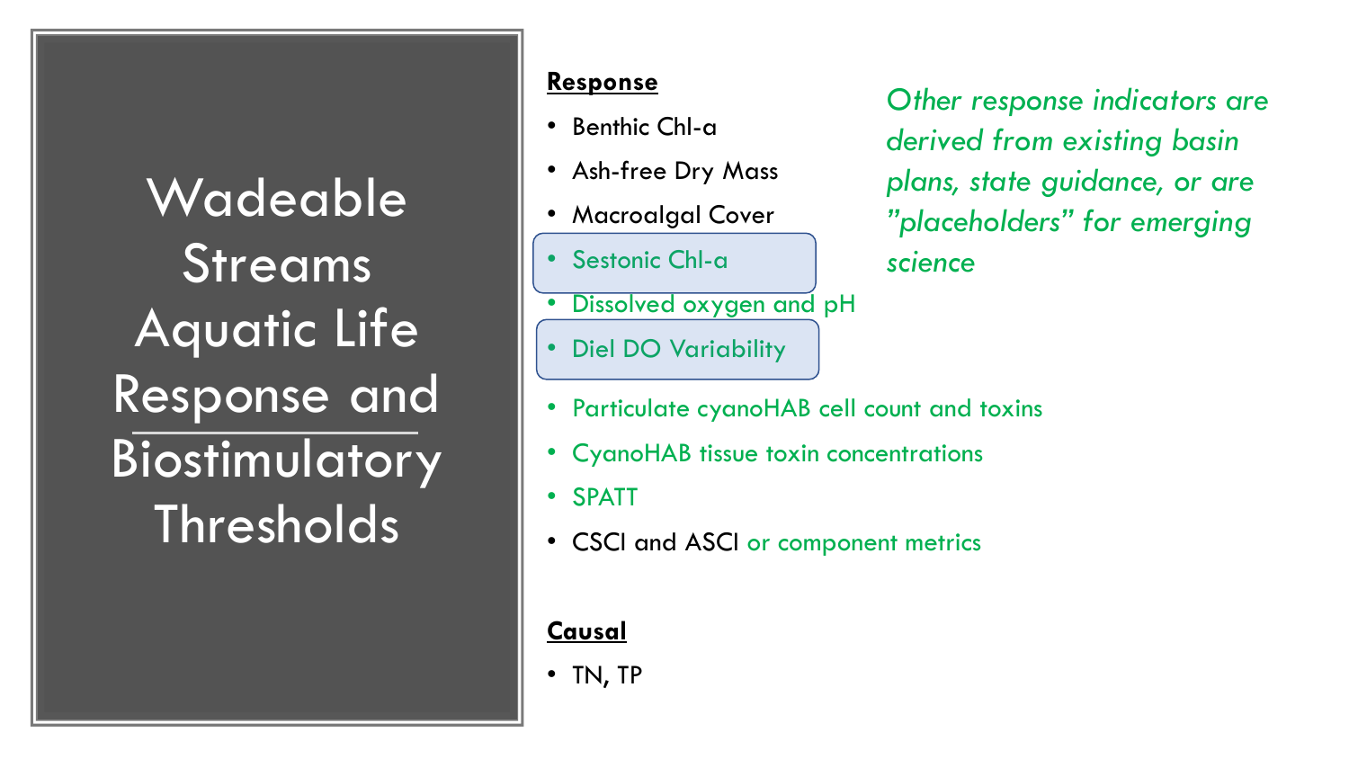# Wadeable Streams Aquatic Life Response and Biostimulatory Thresholds

**Response**

- Benthic Chl-a
- Ash-free Dry Mass
- Macroalgal Cover
- Sestonic Chl-a
- Dissolved oxygen and pH
- Diel DO Variability
- Particulate cyanoHAB cell count and toxins
- CyanoHAB tissue toxin concentrations
- SPATT
- CSCI and ASCI or component metrics

*Other response indicators are derived from existing basin plans, state guidance, or are "placeholders" for emerging science*

**Causal**

- TN, TP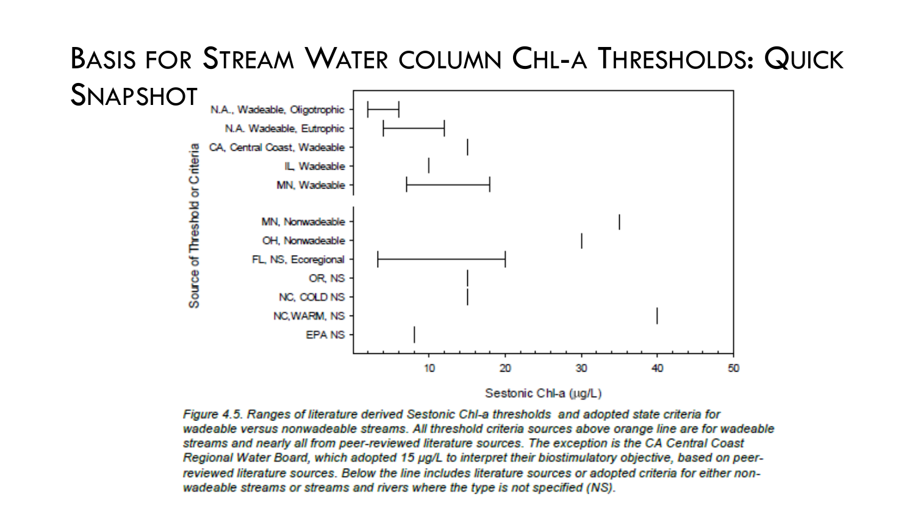# Basis for Stream Water column Chl-a Thresholds: Quick Snapshot

| Source of Threshold or Criteria | Sestonic Chl-a (µg/L) |
|---|---|
| N.A., Wadeable, Oligotrophic | ~2–6 |
| N.A. Wadeable, Eutrophic | ~4–12 |
| CA, Central Coast, Wadeable | 15 |
| IL, Wadeable | 10 |
| MN, Wadeable | ~7–18 |
| MN, Nonwadeable | 35 |
| OH, Nonwadeable | 30 |
| FL, NS, Ecoregional | ~3–20 |
| OR, NS | 15 |
| NC, COLD NS | 15 |
| NC,WARM, NS | 40 |
| EPA NS | ~8 |

*Figure 4.5. Ranges of literature derived Sestonic Chl-a thresholds and adopted state criteria for wadeable versus nonwadeable streams. All threshold criteria sources above orange line are for wadeable streams and nearly all from peer-reviewed literature sources. The exception is the CA Central Coast Regional Water Board, which adopted 15 µg/L to interpret their biostimulatory objective, based on peer-reviewed literature sources. Below the line includes literature sources or adopted criteria for either non-wadeable streams or streams and rivers where the type is not specified (NS).*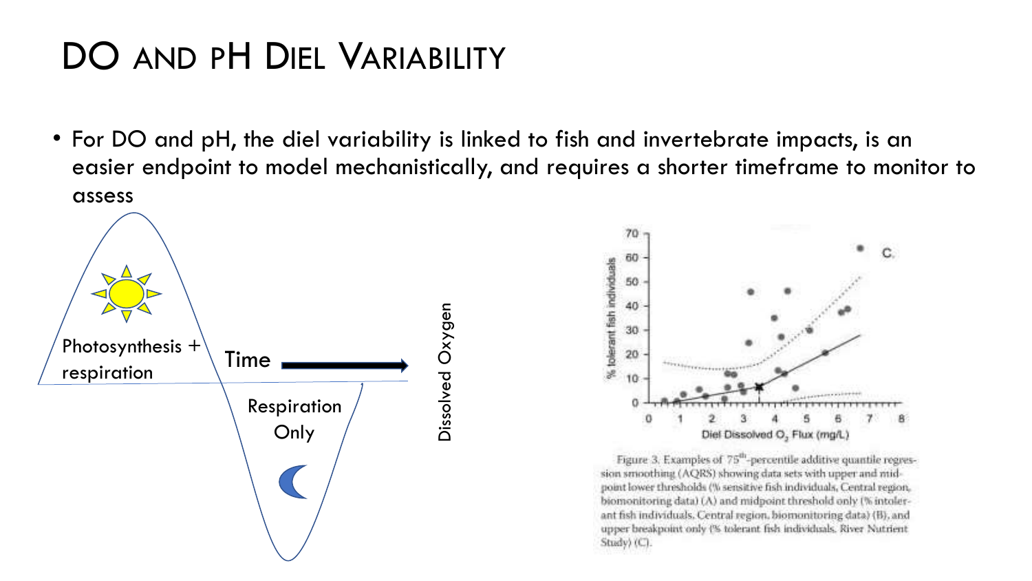# DO and pH Diel Variability

- For DO and pH, the diel variability is linked to fish and invertebrate impacts, is an easier endpoint to model mechanistically, and requires a shorter timeframe to monitor to assess

Photosynthesis + respiration

Time

Respiration Only

Dissolved Oxygen

Figure 3. Examples of 75[th]-percentile additive quantile regression smoothing (AQRS) showing data sets with upper and midpoint lower thresholds (% sensitive fish individuals, Central region, biomonitoring data) (A) and midpoint threshold only (% intolerant fish individuals, Central region, biomonitoring data) (B), and upper breakpoint only (% tolerant fish individuals, River Nutrient Study) (C).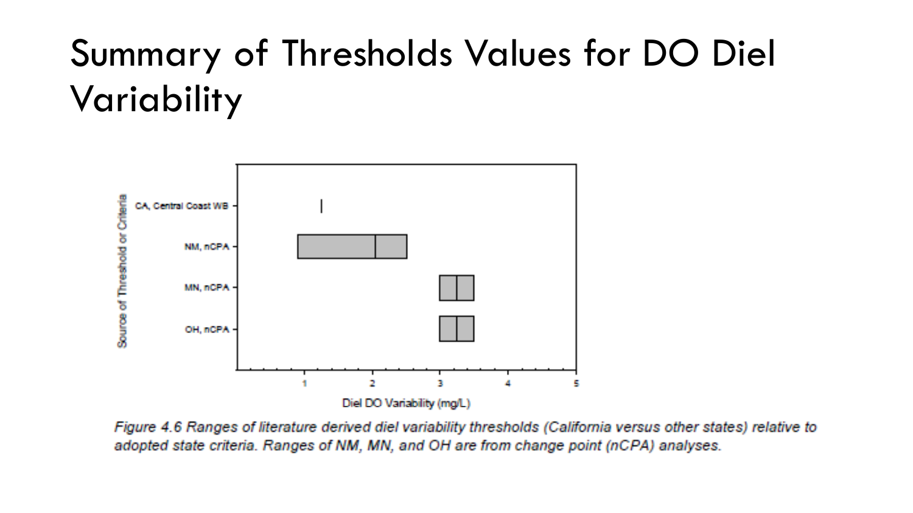# Summary of Thresholds Values for DO Diel Variability

*Figure 4.6 Ranges of literature derived diel variability thresholds (California versus other states) relative to adopted state criteria. Ranges of NM, MN, and OH are from change point (nCPA) analyses.*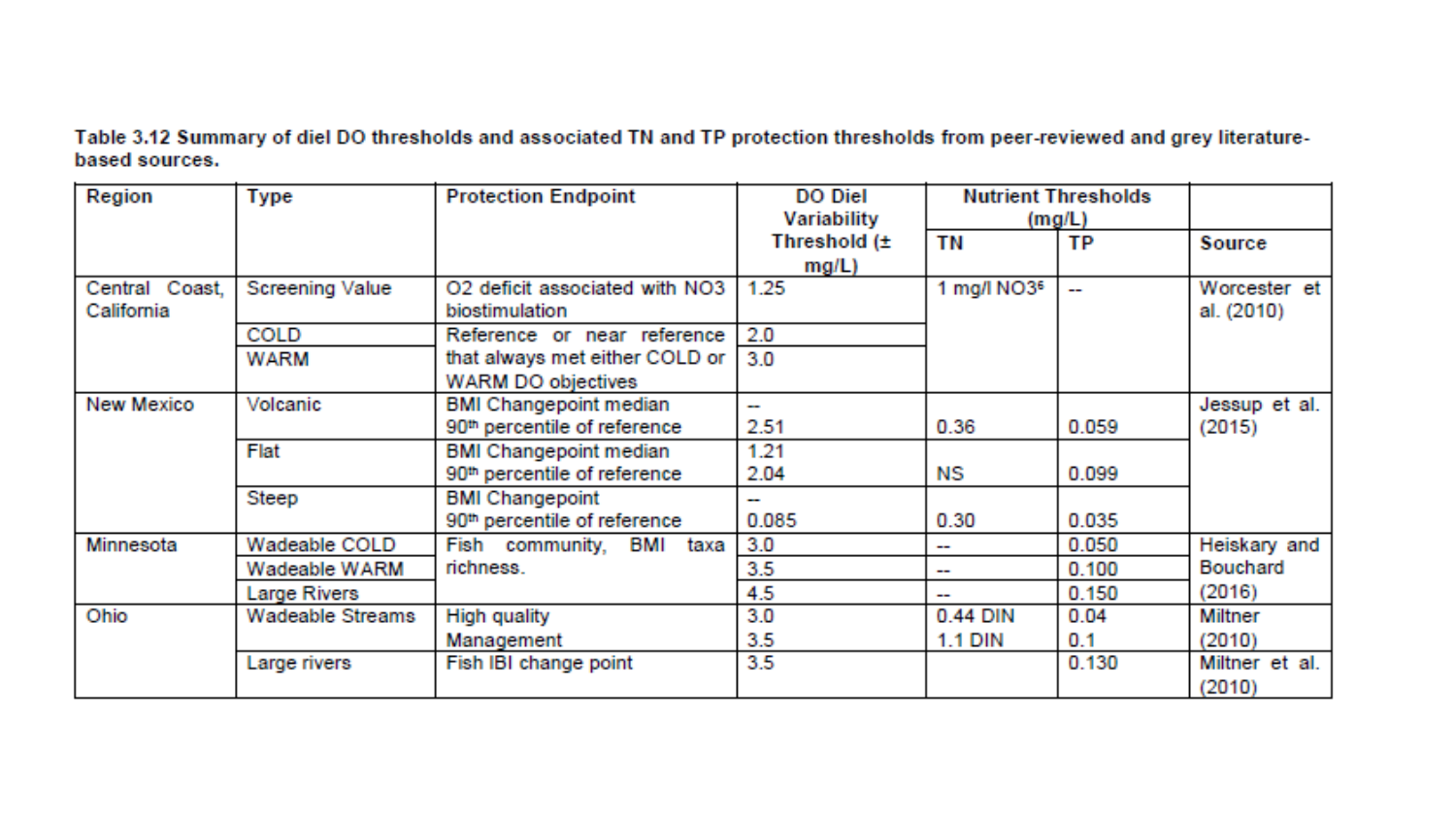**Table 3.12 Summary of diel DO thresholds and associated TN and TP protection thresholds from peer-reviewed and grey literature-based sources.**

| Region | Type | Protection Endpoint | DO Diel Variability Threshold (± mg/L) | Nutrient Thresholds (mg/L) | | Source |
|---|---|---|---|---|---|---|
| | | | | TN | TP | |
| Central Coast, California | Screening Value | O2 deficit associated with NO3 biostimulation | 1.25 | 1 mg/l NO3[6] | -- | Worcester et al. (2010) |
| | COLD | Reference or near reference that always met either COLD or WARM DO objectives | 2.0 | | | |
| | WARM | | 3.0 | | | |
| New Mexico | Volcanic | BMI Changepoint median | -- | | | Jessup et al. (2015) |
| | | 90th percentile of reference | 2.51 | 0.36 | 0.059 | |
| | Flat | BMI Changepoint median | 1.21 | | | |
| | | 90th percentile of reference | 2.04 | NS | 0.099 | |
| | Steep | BMI Changepoint | -- | | | |
| | | 90th percentile of reference | 0.085 | 0.30 | 0.035 | |
| Minnesota | Wadeable COLD | Fish community, BMI taxa richness. | 3.0 | -- | 0.050 | Heiskary and Bouchard (2016) |
| | Wadeable WARM | | 3.5 | -- | 0.100 | |
| | Large Rivers | | 4.5 | -- | 0.150 | |
| Ohio | Wadeable Streams | High quality | 3.0 | 0.44 DIN | 0.04 | Miltner (2010) |
| | | Management | 3.5 | 1.1 DIN | 0.1 | |
| | Large rivers | Fish IBI change point | 3.5 | | 0.130 | Miltner et al. (2010) |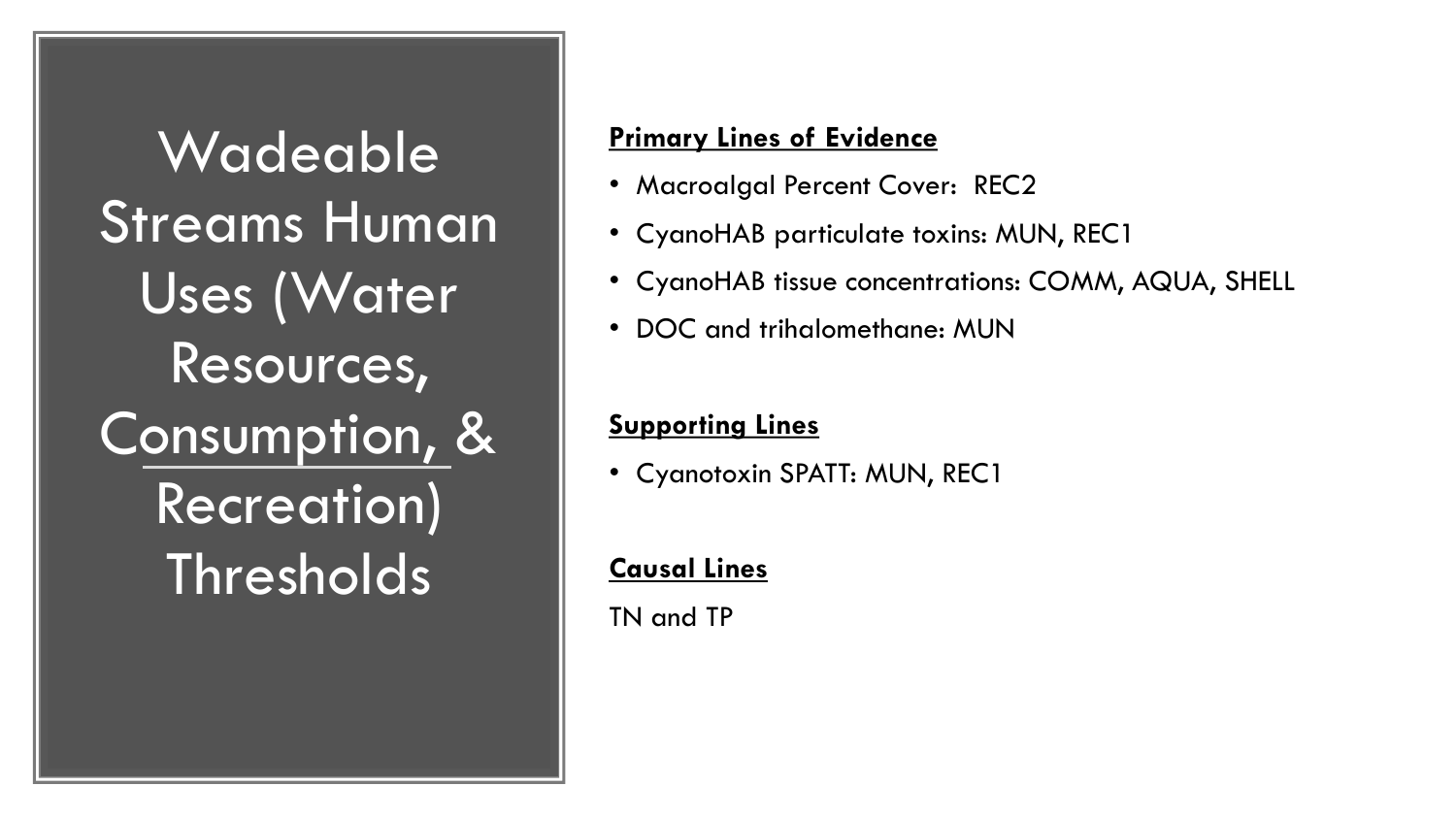# Wadeable Streams Human Uses (Water Resources, Consumption, & Recreation) Thresholds

**Primary Lines of Evidence**

- Macroalgal Percent Cover: REC2
- CyanoHAB particulate toxins: MUN, REC1
- CyanoHAB tissue concentrations: COMM, AQUA, SHELL
- DOC and trihalomethane: MUN

**Supporting Lines**

- Cyanotoxin SPATT: MUN, REC1

**Causal Lines**

TN and TP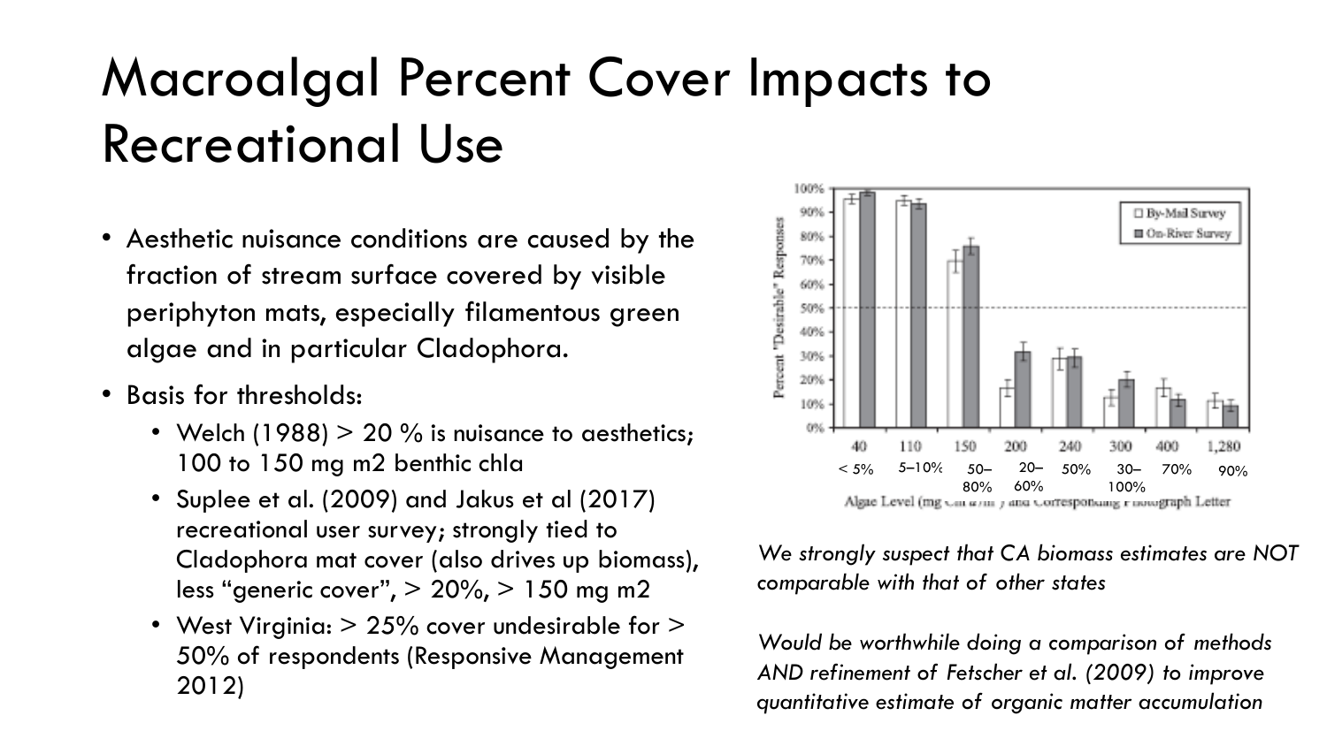# Macroalgal Percent Cover Impacts to Recreational Use

- Aesthetic nuisance conditions are caused by the fraction of stream surface covered by visible periphyton mats, especially filamentous green algae and in particular Cladophora.
- Basis for thresholds:
  - Welch (1988) > 20 % is nuisance to aesthetics; 100 to 150 mg m2 benthic chla
  - Suplee et al. (2009) and Jakus et al (2017) recreational user survey; strongly tied to Cladophora mat cover (also drives up biomass), less "generic cover", > 20%, > 150 mg m2
  - West Virginia: > 25% cover undesirable for > 50% of respondents (Responsive Management 2012)

| Algae Level (mg Chl a/m²) | 40 | 110 | 150 | 200 | 240 | 300 | 400 | 1,280 |
|---|---|---|---|---|---|---|---|---|
| Cover | < 5% | 5–10% | 50–80% | 20–60% | 50% | 30–100% | 70% | 90% |

Percent "Desirable" Responses — □ By-Mail Survey ■ On-River Survey

Algae Level (mg Chl a/m²) and Corresponding Photograph Letter

*We strongly suspect that CA biomass estimates are NOT comparable with that of other states*

*Would be worthwhile doing a comparison of methods AND refinement of Fetscher et al. (2009) to improve quantitative estimate of organic matter accumulation*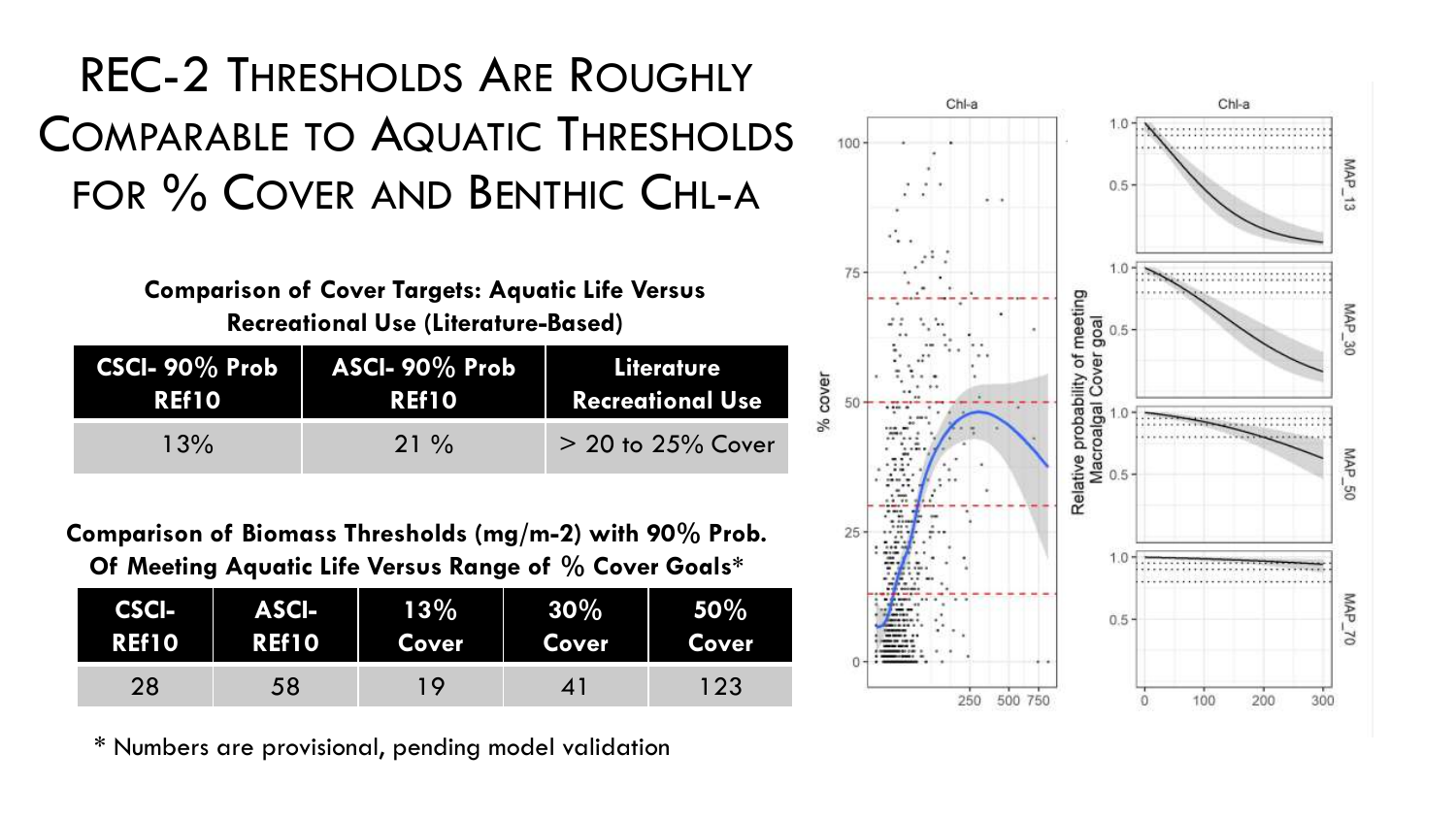# REC-2 Thresholds Are Roughly Comparable to Aquatic Thresholds for % Cover and Benthic Chl-a

**Comparison of Cover Targets: Aquatic Life Versus Recreational Use (Literature-Based)**

| CSCI- 90% Prob REf10 | ASCI- 90% Prob REf10 | Literature Recreational Use |
|---|---|---|
| 13% | 21 % | > 20 to 25% Cover |

**Comparison of Biomass Thresholds (mg/m-2) with 90% Prob. Of Meeting Aquatic Life Versus Range of % Cover Goals***

| CSCI-REf10 | ASCI-REf10 | 13% Cover | 30% Cover | 50% Cover |
|---|---|---|---|---|
| 28 | 58 | 19 | 41 | 123 |

\* Numbers are provisional, pending model validation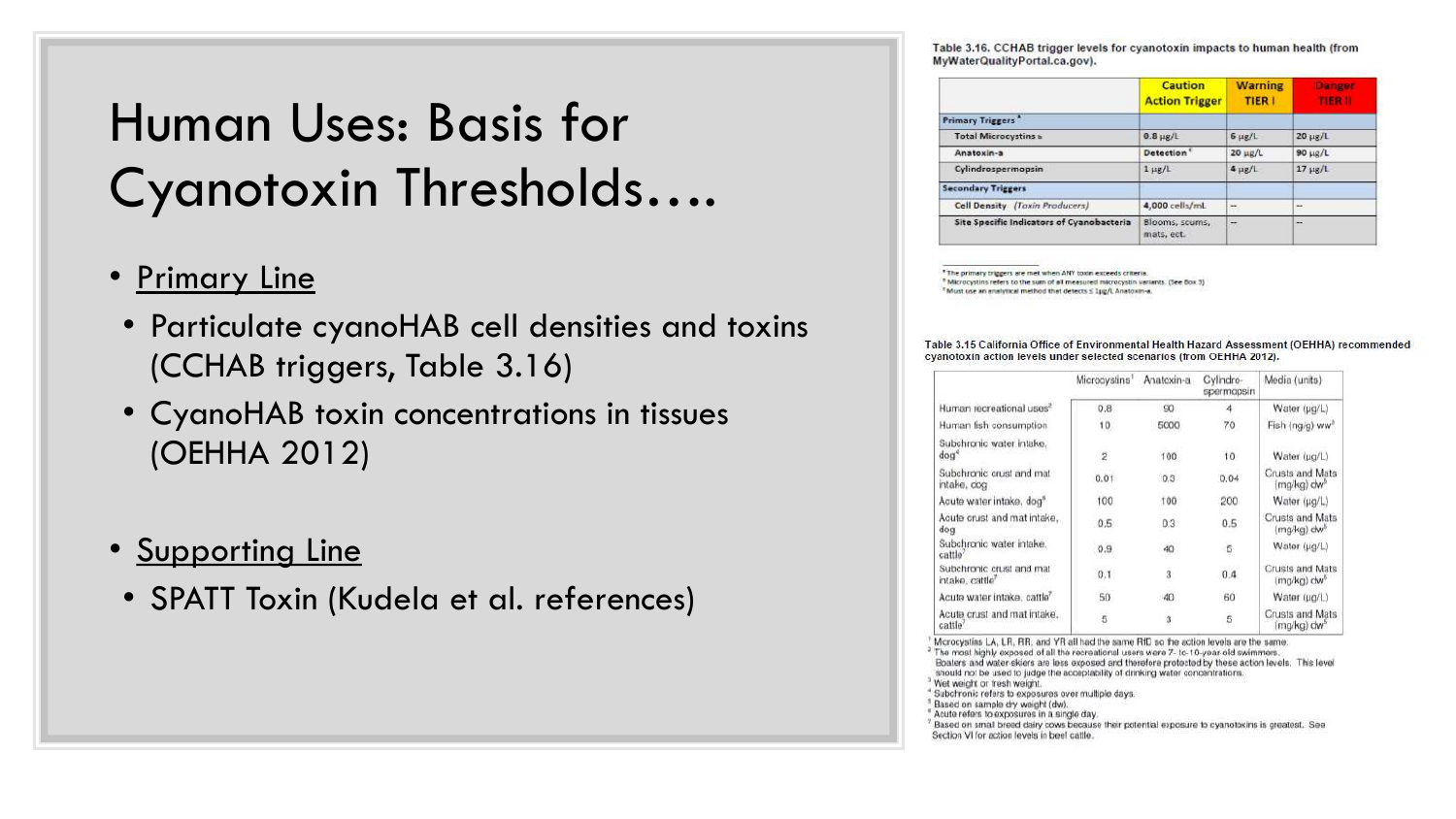# Human Uses: Basis for Cyanotoxin Thresholds….

- Primary Line
  - Particulate cyanoHAB cell densities and toxins (CCHAB triggers, Table 3.16)
  - CyanoHAB toxin concentrations in tissues (OEHHA 2012)
- Supporting Line
  - SPATT Toxin (Kudela et al. references)

Table 3.16. CCHAB trigger levels for cyanotoxin impacts to human health (from MyWaterQualityPortal.ca.gov).

| | Caution Action Trigger | Warning TIER I | Danger TIER II |
|---|---|---|---|
| **Primary Triggers** [a] | | | |
| Total Microcystins [b] | 0.8 µg/L | 6 µg/L | 20 µg/L |
| Anatoxin-a | Detection [c] | 20 µg/L | 90 µg/L |
| Cylindrospermopsin | 1 µg/L | 4 µg/L | 17 µg/L |
| **Secondary Triggers** | | | |
| Cell Density *(Toxin Producers)* | 4,000 cells/mL | -- | -- |
| Site Specific Indicators of Cyanobacteria | Blooms, scums, mats, ect. | -- | -- |

[a] The primary triggers are met when ANY toxin exceeds criteria.
[b] Microcystins refers to the sum of all measured microcystin variants. (See Box 3)
[c] Must use an analytical method that detects ≤ 1µg/L Anatoxin-a.

Table 3.15 California Office of Environmental Health Hazard Assessment (OEHHA) recommended cyanotoxin action levels under selected scenarios (from OEHHA 2012).

| | Microcystins[1] | Anatoxin-a | Cylindro-spermopsin | Media (units) |
|---|---|---|---|---|
| Human recreational uses[2] | 0.8 | 90 | 4 | Water (µg/L) |
| Human fish consumption | 10 | 5000 | 70 | Fish (ng/g) ww[3] |
| Subchronic water intake, dog[4] | 2 | 100 | 10 | Water (µg/L) |
| Subchronic crust and mat intake, dog | 0.01 | 0.3 | 0.04 | Crusts and Mats (mg/kg) dw[5] |
| Acute water intake, dog[6] | 100 | 100 | 200 | Water (µg/L) |
| Acute crust and mat intake, dog | 0.5 | 0.3 | 0.5 | Crusts and Mats (mg/kg) dw[5] |
| Subchronic water intake, cattle[7] | 0.9 | 40 | 5 | Water (µg/L) |
| Subchronic crust and mat intake, cattle[7] | 0.1 | 3 | 0.4 | Crusts and Mats (mg/kg) dw[5] |
| Acute water intake, cattle[7] | 50 | 40 | 60 | Water (µg/L) |
| Acute crust and mat intake, cattle[7] | 5 | 3 | 5 | Crusts and Mats (mg/kg) dw[5] |

[1] Microcystins LA, LR, RR, and YR all had the same RfD so the action levels are the same.
[2] The most highly exposed of all the recreational users were 7- to-10-year-old swimmers. Boaters and water-skiers are less exposed and therefore protected by these action levels. This level should not be used to judge the acceptability of drinking water concentrations.
[3] Wet weight or fresh weight.
[4] Subchronic refers to exposures over multiple days.
[5] Based on sample dry weight (dw).
[6] Acute refers to exposures in a single day.
[7] Based on small breed dairy cows because their potential exposure to cyanotoxins is greatest. See Section VI for action levels in beef cattle.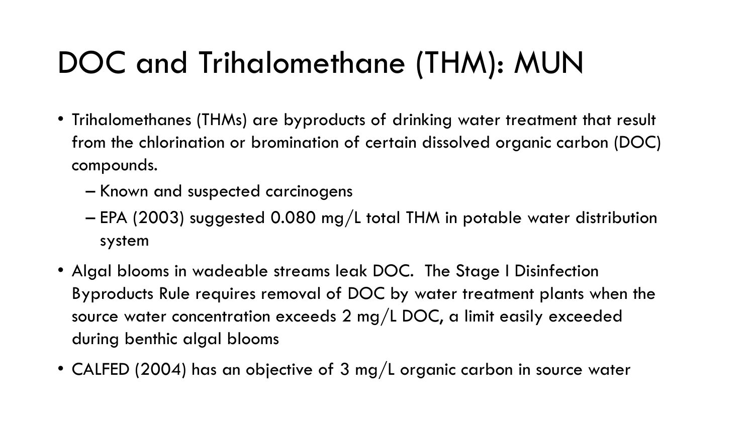# DOC and Trihalomethane (THM): MUN

- Trihalomethanes (THMs) are byproducts of drinking water treatment that result from the chlorination or bromination of certain dissolved organic carbon (DOC) compounds.
  - Known and suspected carcinogens
  - EPA (2003) suggested 0.080 mg/L total THM in potable water distribution system
- Algal blooms in wadeable streams leak DOC. The Stage I Disinfection Byproducts Rule requires removal of DOC by water treatment plants when the source water concentration exceeds 2 mg/L DOC, a limit easily exceeded during benthic algal blooms
- CALFED (2004) has an objective of 3 mg/L organic carbon in source water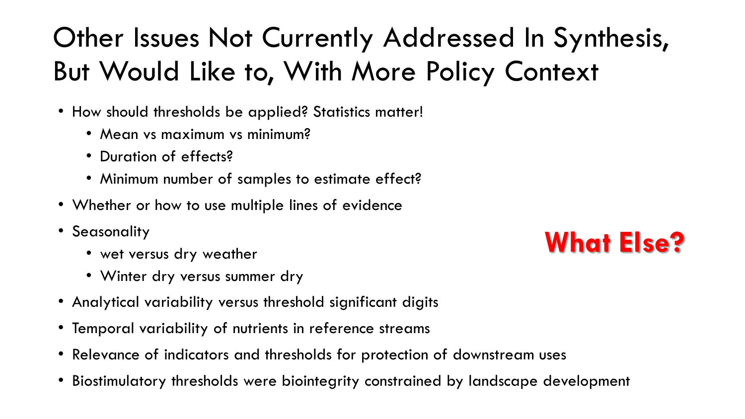# Other Issues Not Currently Addressed In Synthesis, But Would Like to, With More Policy Context

- How should thresholds be applied? Statistics matter!
  - Mean vs maximum vs minimum?
  - Duration of effects?
  - Minimum number of samples to estimate effect?
- Whether or how to use multiple lines of evidence
- Seasonality
  - wet versus dry weather
  - Winter dry versus summer dry
- Analytical variability versus threshold significant digits
- Temporal variability of nutrients in reference streams
- Relevance of indicators and thresholds for protection of downstream uses
- Biostimulatory thresholds were biointegrity constrained by landscape development

**What Else?**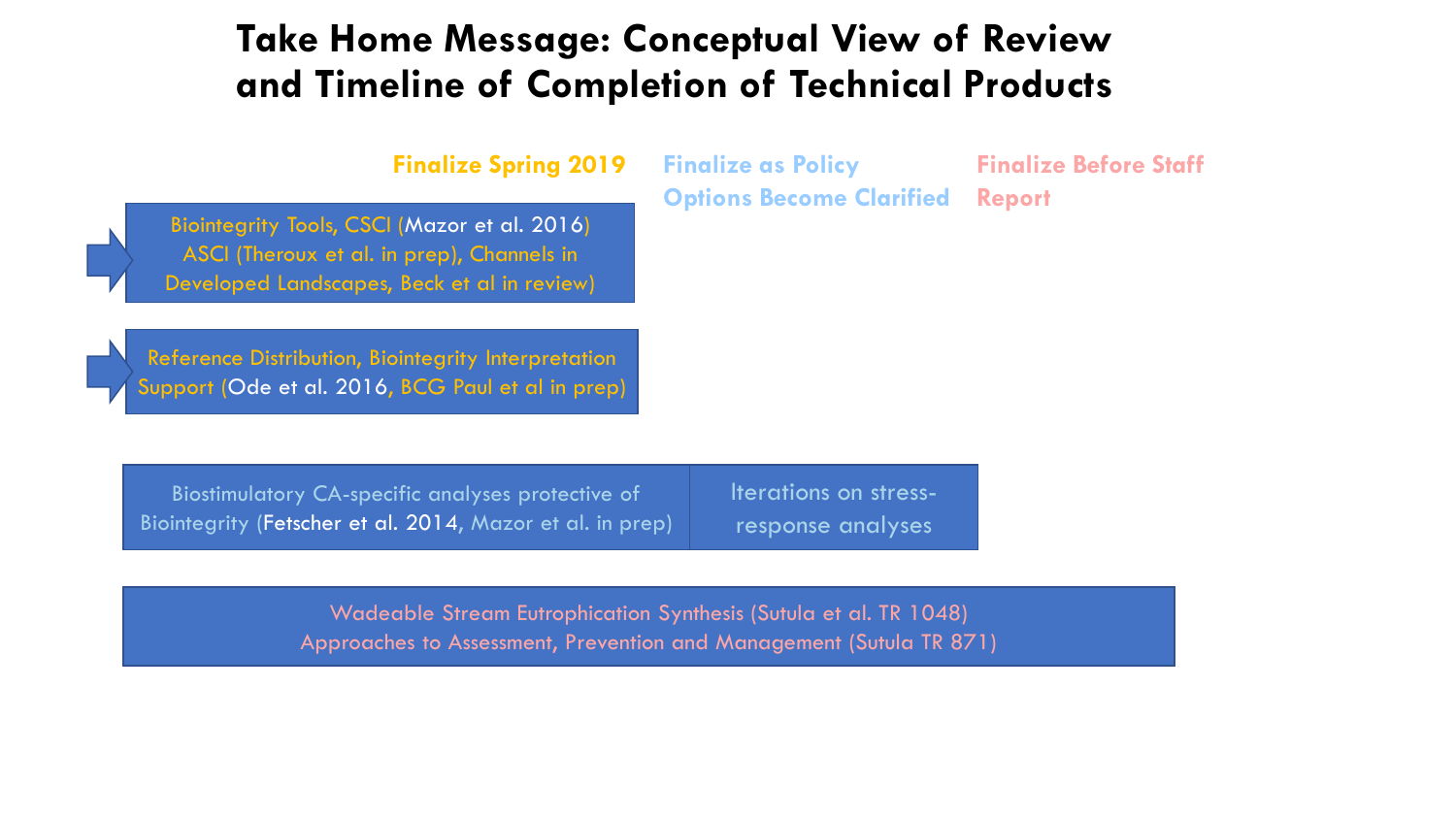# Take Home Message: Conceptual View of Review and Timeline of Completion of Technical Products

**Finalize Spring 2019**

**Finalize as Policy Options Become Clarified**

**Finalize Before Staff Report**

Biointegrity Tools, CSCI (Mazor et al. 2016) ASCI (Theroux et al. in prep), Channels in Developed Landscapes, Beck et al in review)

Reference Distribution, Biointegrity Interpretation Support (Ode et al. 2016, BCG Paul et al in prep)

Biostimulatory CA-specific analyses protective of Biointegrity (Fetscher et al. 2014, Mazor et al. in prep)

Iterations on stress-response analyses

Wadeable Stream Eutrophication Synthesis (Sutula et al. TR 1048)
Approaches to Assessment, Prevention and Management (Sutula TR 871)